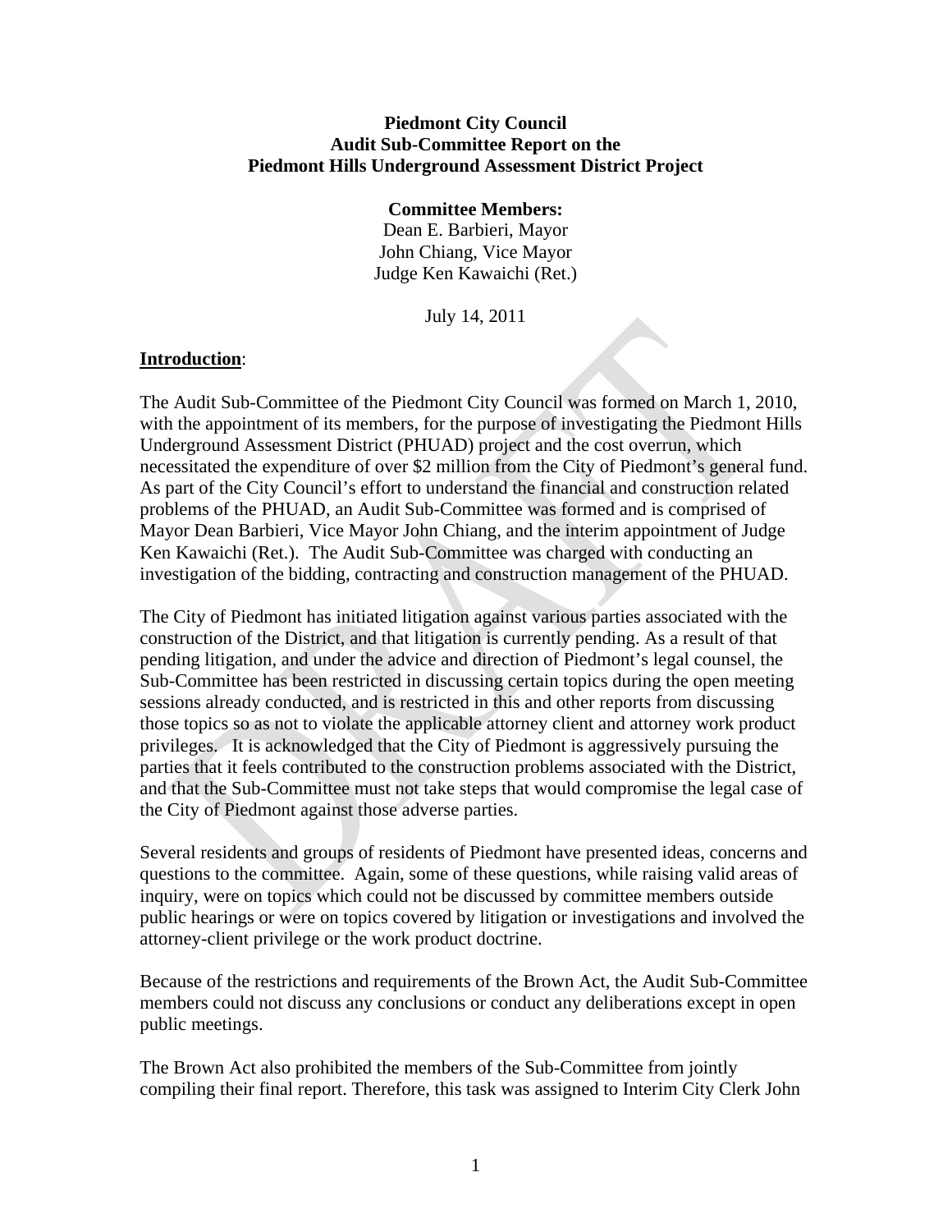**Piedmont City Council**
**Audit Sub-Committee Report on the**
**Piedmont Hills Underground Assessment District Project**

**Committee Members:**
Dean E. Barbieri, Mayor
John Chiang, Vice Mayor
Judge Ken Kawaichi (Ret.)

July 14, 2011

**Introduction**:

The Audit Sub-Committee of the Piedmont City Council was formed on March 1, 2010, with the appointment of its members, for the purpose of investigating the Piedmont Hills Underground Assessment District (PHUAD) project and the cost overrun, which necessitated the expenditure of over $2 million from the City of Piedmont's general fund. As part of the City Council's effort to understand the financial and construction related problems of the PHUAD, an Audit Sub-Committee was formed and is comprised of Mayor Dean Barbieri, Vice Mayor John Chiang, and the interim appointment of Judge Ken Kawaichi (Ret.). The Audit Sub-Committee was charged with conducting an investigation of the bidding, contracting and construction management of the PHUAD.

The City of Piedmont has initiated litigation against various parties associated with the construction of the District, and that litigation is currently pending. As a result of that pending litigation, and under the advice and direction of Piedmont's legal counsel, the Sub-Committee has been restricted in discussing certain topics during the open meeting sessions already conducted, and is restricted in this and other reports from discussing those topics so as not to violate the applicable attorney client and attorney work product privileges. It is acknowledged that the City of Piedmont is aggressively pursuing the parties that it feels contributed to the construction problems associated with the District, and that the Sub-Committee must not take steps that would compromise the legal case of the City of Piedmont against those adverse parties.

Several residents and groups of residents of Piedmont have presented ideas, concerns and questions to the committee. Again, some of these questions, while raising valid areas of inquiry, were on topics which could not be discussed by committee members outside public hearings or were on topics covered by litigation or investigations and involved the attorney-client privilege or the work product doctrine.

Because of the restrictions and requirements of the Brown Act, the Audit Sub-Committee members could not discuss any conclusions or conduct any deliberations except in open public meetings.

The Brown Act also prohibited the members of the Sub-Committee from jointly compiling their final report. Therefore, this task was assigned to Interim City Clerk John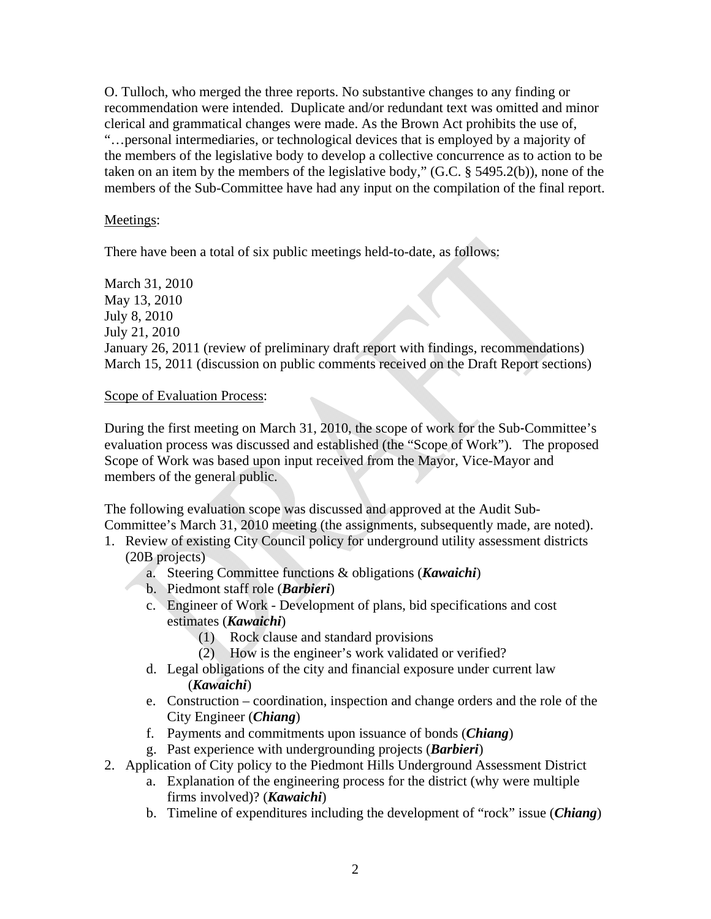O. Tulloch, who merged the three reports. No substantive changes to any finding or recommendation were intended. Duplicate and/or redundant text was omitted and minor clerical and grammatical changes were made. As the Brown Act prohibits the use of, "…personal intermediaries, or technological devices that is employed by a majority of the members of the legislative body to develop a collective concurrence as to action to be taken on an item by the members of the legislative body," (G.C. § 5495.2(b)), none of the members of the Sub-Committee have had any input on the compilation of the final report.

Meetings:

There have been a total of six public meetings held-to-date, as follows:

March 31, 2010
May 13, 2010
July 8, 2010
July 21, 2010
January 26, 2011 (review of preliminary draft report with findings, recommendations)
March 15, 2011 (discussion on public comments received on the Draft Report sections)

Scope of Evaluation Process:

During the first meeting on March 31, 2010, the scope of work for the Sub-Committee's evaluation process was discussed and established (the "Scope of Work"). The proposed Scope of Work was based upon input received from the Mayor, Vice-Mayor and members of the general public.

The following evaluation scope was discussed and approved at the Audit Sub-Committee's March 31, 2010 meeting (the assignments, subsequently made, are noted).

1. Review of existing City Council policy for underground utility assessment districts (20B projects)
   a. Steering Committee functions & obligations (***Kawaichi***)
   b. Piedmont staff role (***Barbieri***)
   c. Engineer of Work - Development of plans, bid specifications and cost estimates (***Kawaichi***)
      (1) Rock clause and standard provisions
      (2) How is the engineer's work validated or verified?
   d. Legal obligations of the city and financial exposure under current law (***Kawaichi***)
   e. Construction – coordination, inspection and change orders and the role of the City Engineer (***Chiang***)
   f. Payments and commitments upon issuance of bonds (***Chiang***)
   g. Past experience with undergrounding projects (***Barbieri***)
2. Application of City policy to the Piedmont Hills Underground Assessment District
   a. Explanation of the engineering process for the district (why were multiple firms involved)? (***Kawaichi***)
   b. Timeline of expenditures including the development of "rock" issue (***Chiang***)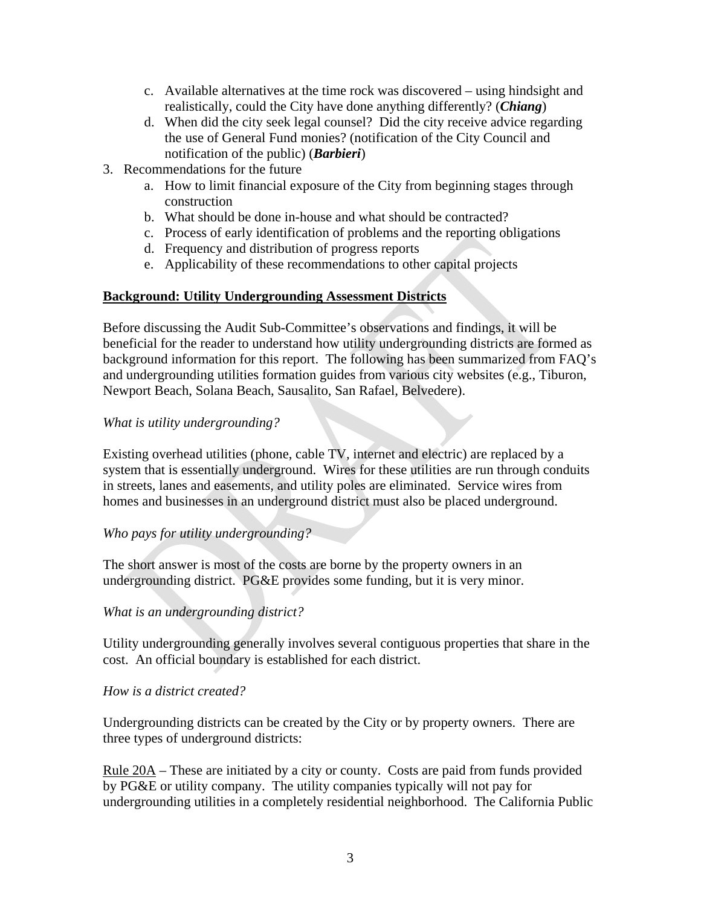c. Available alternatives at the time rock was discovered – using hindsight and realistically, could the City have done anything differently? (***Chiang***)
   d. When did the city seek legal counsel? Did the city receive advice regarding the use of General Fund monies? (notification of the City Council and notification of the public) (***Barbieri***)

3. Recommendations for the future
   a. How to limit financial exposure of the City from beginning stages through construction
   b. What should be done in-house and what should be contracted?
   c. Process of early identification of problems and the reporting obligations
   d. Frequency and distribution of progress reports
   e. Applicability of these recommendations to other capital projects

## Background: Utility Undergrounding Assessment Districts

Before discussing the Audit Sub-Committee's observations and findings, it will be beneficial for the reader to understand how utility undergrounding districts are formed as background information for this report. The following has been summarized from FAQ's and undergrounding utilities formation guides from various city websites (e.g., Tiburon, Newport Beach, Solana Beach, Sausalito, San Rafael, Belvedere).

*What is utility undergrounding?*

Existing overhead utilities (phone, cable TV, internet and electric) are replaced by a system that is essentially underground. Wires for these utilities are run through conduits in streets, lanes and easements, and utility poles are eliminated. Service wires from homes and businesses in an underground district must also be placed underground.

*Who pays for utility undergrounding?*

The short answer is most of the costs are borne by the property owners in an undergrounding district. PG&E provides some funding, but it is very minor.

*What is an undergrounding district?*

Utility undergrounding generally involves several contiguous properties that share in the cost. An official boundary is established for each district.

*How is a district created?*

Undergrounding districts can be created by the City or by property owners. There are three types of underground districts:

<u>Rule 20A</u> – These are initiated by a city or county. Costs are paid from funds provided by PG&E or utility company. The utility companies typically will not pay for undergrounding utilities in a completely residential neighborhood. The California Public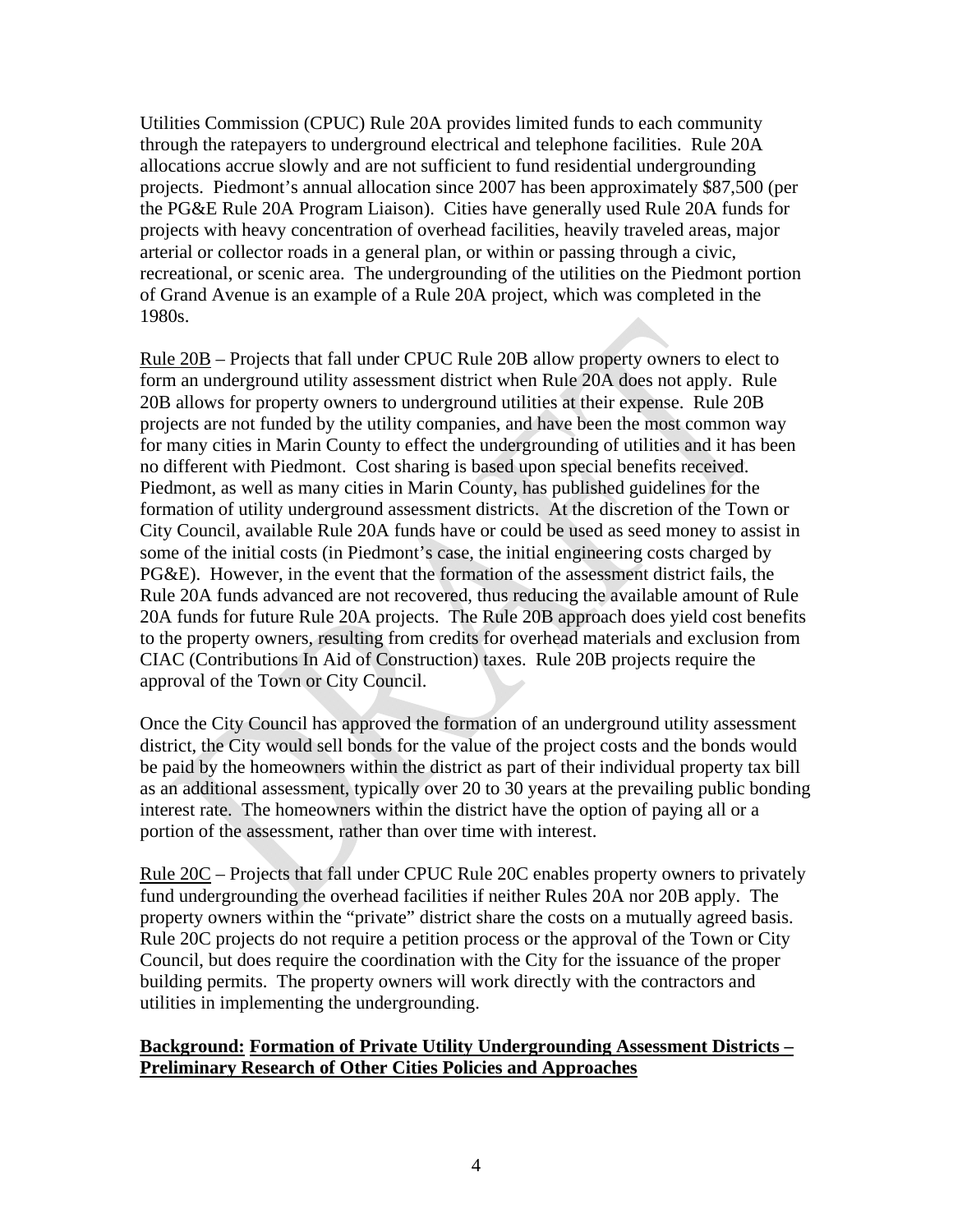Utilities Commission (CPUC) Rule 20A provides limited funds to each community through the ratepayers to underground electrical and telephone facilities. Rule 20A allocations accrue slowly and are not sufficient to fund residential undergrounding projects. Piedmont's annual allocation since 2007 has been approximately $87,500 (per the PG&E Rule 20A Program Liaison). Cities have generally used Rule 20A funds for projects with heavy concentration of overhead facilities, heavily traveled areas, major arterial or collector roads in a general plan, or within or passing through a civic, recreational, or scenic area. The undergrounding of the utilities on the Piedmont portion of Grand Avenue is an example of a Rule 20A project, which was completed in the 1980s.

<u>Rule 20B</u> – Projects that fall under CPUC Rule 20B allow property owners to elect to form an underground utility assessment district when Rule 20A does not apply. Rule 20B allows for property owners to underground utilities at their expense. Rule 20B projects are not funded by the utility companies, and have been the most common way for many cities in Marin County to effect the undergrounding of utilities and it has been no different with Piedmont. Cost sharing is based upon special benefits received. Piedmont, as well as many cities in Marin County, has published guidelines for the formation of utility underground assessment districts. At the discretion of the Town or City Council, available Rule 20A funds have or could be used as seed money to assist in some of the initial costs (in Piedmont's case, the initial engineering costs charged by PG&E). However, in the event that the formation of the assessment district fails, the Rule 20A funds advanced are not recovered, thus reducing the available amount of Rule 20A funds for future Rule 20A projects. The Rule 20B approach does yield cost benefits to the property owners, resulting from credits for overhead materials and exclusion from CIAC (Contributions In Aid of Construction) taxes. Rule 20B projects require the approval of the Town or City Council.

Once the City Council has approved the formation of an underground utility assessment district, the City would sell bonds for the value of the project costs and the bonds would be paid by the homeowners within the district as part of their individual property tax bill as an additional assessment, typically over 20 to 30 years at the prevailing public bonding interest rate. The homeowners within the district have the option of paying all or a portion of the assessment, rather than over time with interest.

<u>Rule 20C</u> – Projects that fall under CPUC Rule 20C enables property owners to privately fund undergrounding the overhead facilities if neither Rules 20A nor 20B apply. The property owners within the "private" district share the costs on a mutually agreed basis. Rule 20C projects do not require a petition process or the approval of the Town or City Council, but does require the coordination with the City for the issuance of the proper building permits. The property owners will work directly with the contractors and utilities in implementing the undergrounding.

**<u>Background:</u> <u>Formation of Private Utility Undergrounding Assessment Districts – Preliminary Research of Other Cities Policies and Approaches</u>**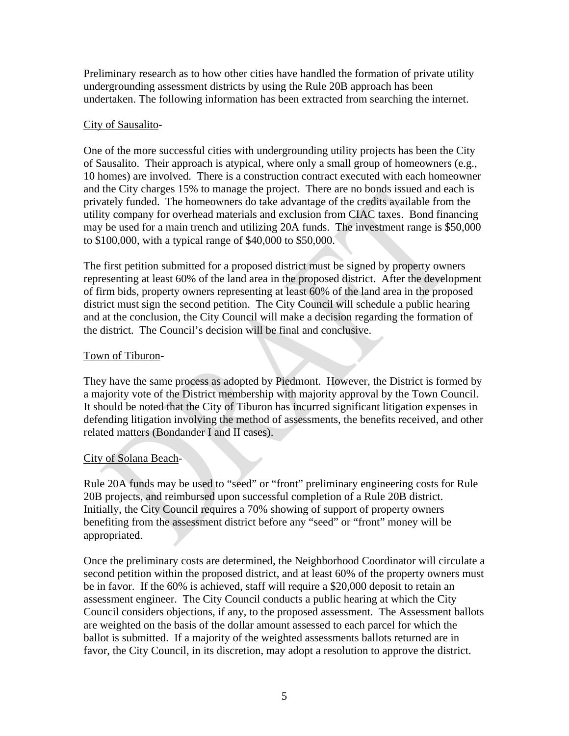Preliminary research as to how other cities have handled the formation of private utility undergrounding assessment districts by using the Rule 20B approach has been undertaken. The following information has been extracted from searching the internet.

City of Sausalito-

One of the more successful cities with undergrounding utility projects has been the City of Sausalito. Their approach is atypical, where only a small group of homeowners (e.g., 10 homes) are involved. There is a construction contract executed with each homeowner and the City charges 15% to manage the project. There are no bonds issued and each is privately funded. The homeowners do take advantage of the credits available from the utility company for overhead materials and exclusion from CIAC taxes. Bond financing may be used for a main trench and utilizing 20A funds. The investment range is $50,000 to $100,000, with a typical range of $40,000 to $50,000.

The first petition submitted for a proposed district must be signed by property owners representing at least 60% of the land area in the proposed district. After the development of firm bids, property owners representing at least 60% of the land area in the proposed district must sign the second petition. The City Council will schedule a public hearing and at the conclusion, the City Council will make a decision regarding the formation of the district. The Council's decision will be final and conclusive.

Town of Tiburon-

They have the same process as adopted by Piedmont. However, the District is formed by a majority vote of the District membership with majority approval by the Town Council. It should be noted that the City of Tiburon has incurred significant litigation expenses in defending litigation involving the method of assessments, the benefits received, and other related matters (Bondander I and II cases).

City of Solana Beach-

Rule 20A funds may be used to "seed" or "front" preliminary engineering costs for Rule 20B projects, and reimbursed upon successful completion of a Rule 20B district. Initially, the City Council requires a 70% showing of support of property owners benefiting from the assessment district before any "seed" or "front" money will be appropriated.

Once the preliminary costs are determined, the Neighborhood Coordinator will circulate a second petition within the proposed district, and at least 60% of the property owners must be in favor. If the 60% is achieved, staff will require a $20,000 deposit to retain an assessment engineer. The City Council conducts a public hearing at which the City Council considers objections, if any, to the proposed assessment. The Assessment ballots are weighted on the basis of the dollar amount assessed to each parcel for which the ballot is submitted. If a majority of the weighted assessments ballots returned are in favor, the City Council, in its discretion, may adopt a resolution to approve the district.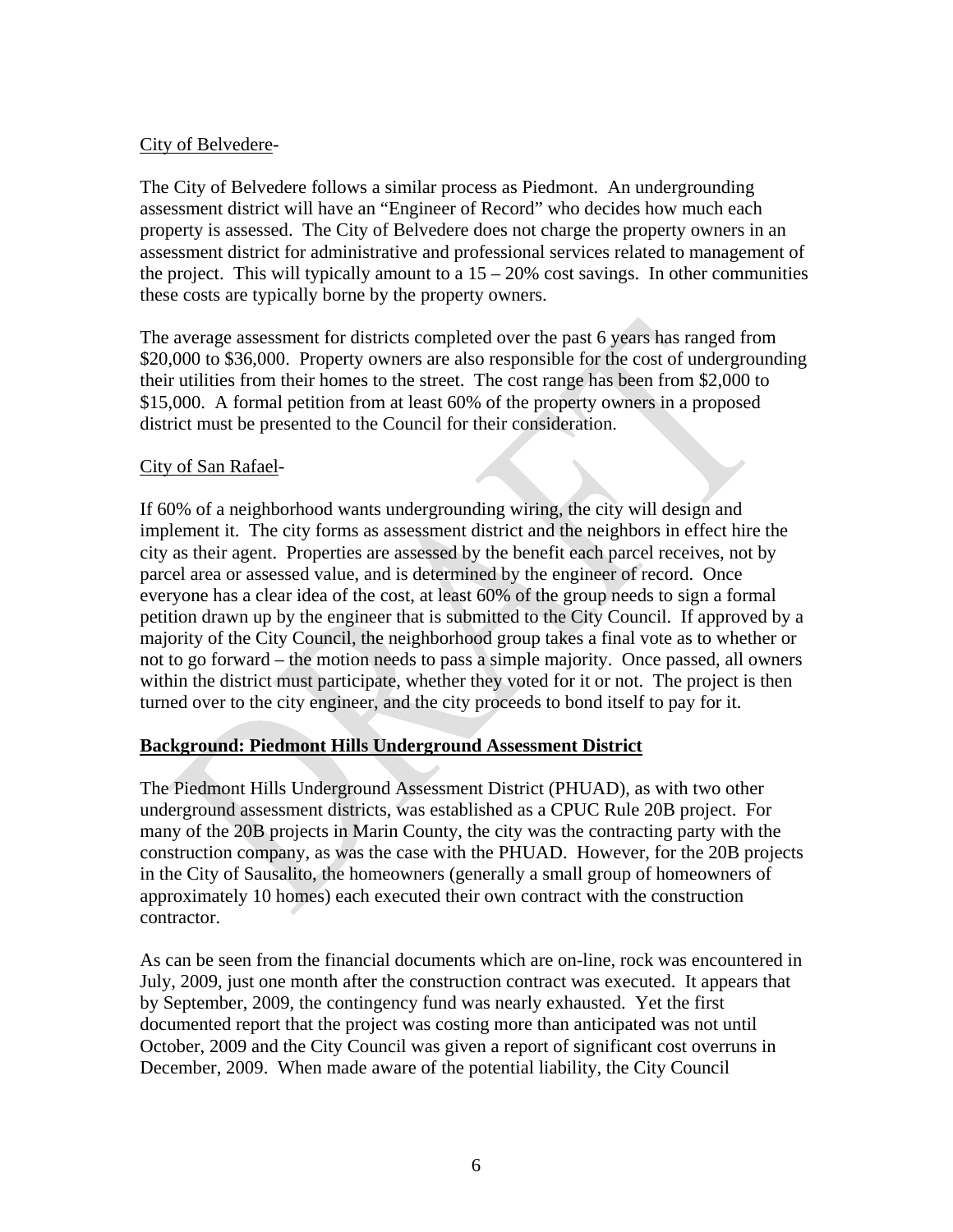City of Belvedere-

The City of Belvedere follows a similar process as Piedmont. An undergrounding assessment district will have an "Engineer of Record" who decides how much each property is assessed. The City of Belvedere does not charge the property owners in an assessment district for administrative and professional services related to management of the project. This will typically amount to a 15 – 20% cost savings. In other communities these costs are typically borne by the property owners.

The average assessment for districts completed over the past 6 years has ranged from $20,000 to $36,000. Property owners are also responsible for the cost of undergrounding their utilities from their homes to the street. The cost range has been from $2,000 to $15,000. A formal petition from at least 60% of the property owners in a proposed district must be presented to the Council for their consideration.

City of San Rafael-

If 60% of a neighborhood wants undergrounding wiring, the city will design and implement it. The city forms as assessment district and the neighbors in effect hire the city as their agent. Properties are assessed by the benefit each parcel receives, not by parcel area or assessed value, and is determined by the engineer of record. Once everyone has a clear idea of the cost, at least 60% of the group needs to sign a formal petition drawn up by the engineer that is submitted to the City Council. If approved by a majority of the City Council, the neighborhood group takes a final vote as to whether or not to go forward – the motion needs to pass a simple majority. Once passed, all owners within the district must participate, whether they voted for it or not. The project is then turned over to the city engineer, and the city proceeds to bond itself to pay for it.

## Background: Piedmont Hills Underground Assessment District

The Piedmont Hills Underground Assessment District (PHUAD), as with two other underground assessment districts, was established as a CPUC Rule 20B project. For many of the 20B projects in Marin County, the city was the contracting party with the construction company, as was the case with the PHUAD. However, for the 20B projects in the City of Sausalito, the homeowners (generally a small group of homeowners of approximately 10 homes) each executed their own contract with the construction contractor.

As can be seen from the financial documents which are on-line, rock was encountered in July, 2009, just one month after the construction contract was executed. It appears that by September, 2009, the contingency fund was nearly exhausted. Yet the first documented report that the project was costing more than anticipated was not until October, 2009 and the City Council was given a report of significant cost overruns in December, 2009. When made aware of the potential liability, the City Council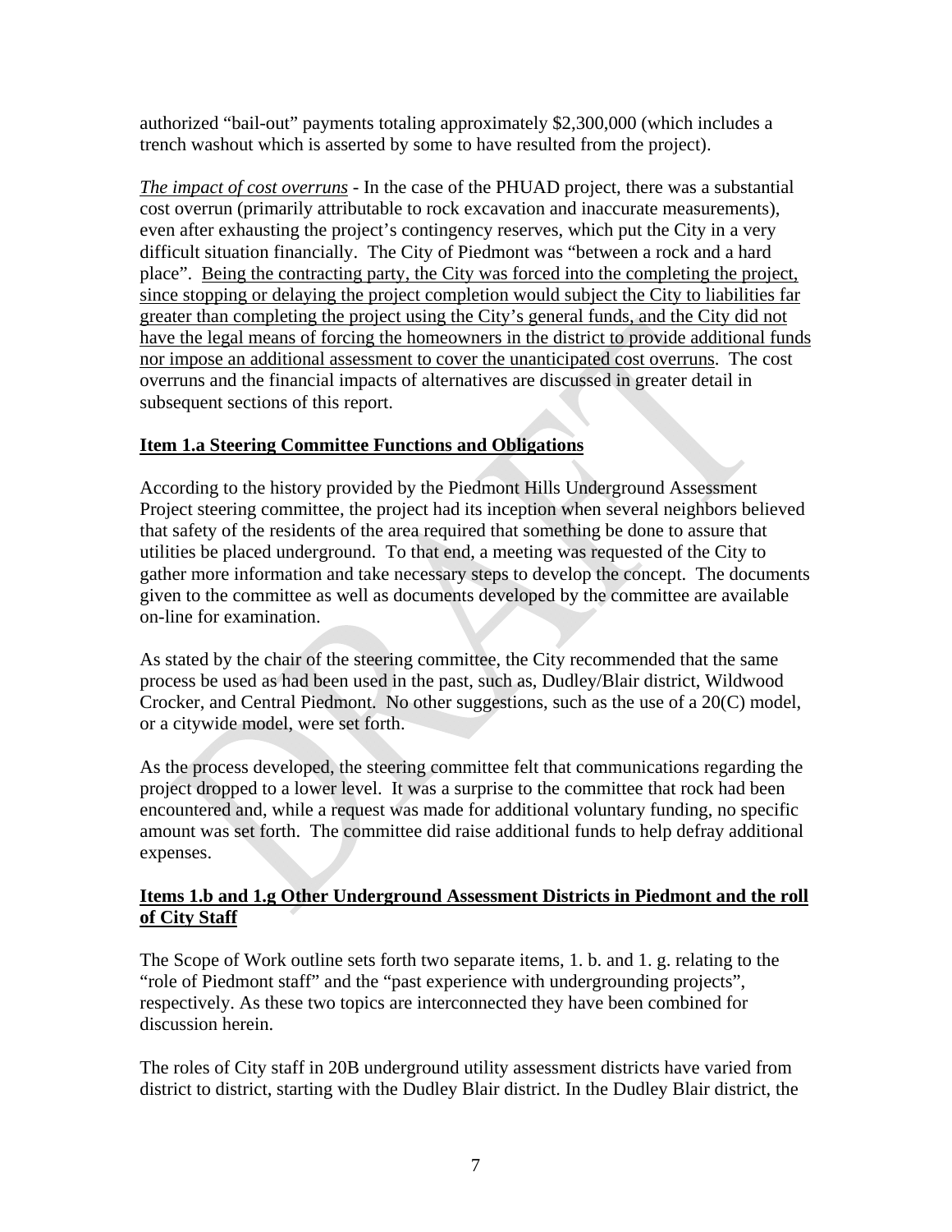authorized "bail-out" payments totaling approximately $2,300,000 (which includes a trench washout which is asserted by some to have resulted from the project).

*The impact of cost overruns* - In the case of the PHUAD project, there was a substantial cost overrun (primarily attributable to rock excavation and inaccurate measurements), even after exhausting the project's contingency reserves, which put the City in a very difficult situation financially. The City of Piedmont was "between a rock and a hard place". Being the contracting party, the City was forced into the completing the project, since stopping or delaying the project completion would subject the City to liabilities far greater than completing the project using the City's general funds, and the City did not have the legal means of forcing the homeowners in the district to provide additional funds nor impose an additional assessment to cover the unanticipated cost overruns. The cost overruns and the financial impacts of alternatives are discussed in greater detail in subsequent sections of this report.

**Item 1.a Steering Committee Functions and Obligations**

According to the history provided by the Piedmont Hills Underground Assessment Project steering committee, the project had its inception when several neighbors believed that safety of the residents of the area required that something be done to assure that utilities be placed underground. To that end, a meeting was requested of the City to gather more information and take necessary steps to develop the concept. The documents given to the committee as well as documents developed by the committee are available on-line for examination.

As stated by the chair of the steering committee, the City recommended that the same process be used as had been used in the past, such as, Dudley/Blair district, Wildwood Crocker, and Central Piedmont. No other suggestions, such as the use of a 20(C) model, or a citywide model, were set forth.

As the process developed, the steering committee felt that communications regarding the project dropped to a lower level. It was a surprise to the committee that rock had been encountered and, while a request was made for additional voluntary funding, no specific amount was set forth. The committee did raise additional funds to help defray additional expenses.

**Items 1.b and 1.g Other Underground Assessment Districts in Piedmont and the roll of City Staff**

The Scope of Work outline sets forth two separate items, 1. b. and 1. g. relating to the "role of Piedmont staff" and the "past experience with undergrounding projects", respectively. As these two topics are interconnected they have been combined for discussion herein.

The roles of City staff in 20B underground utility assessment districts have varied from district to district, starting with the Dudley Blair district. In the Dudley Blair district, the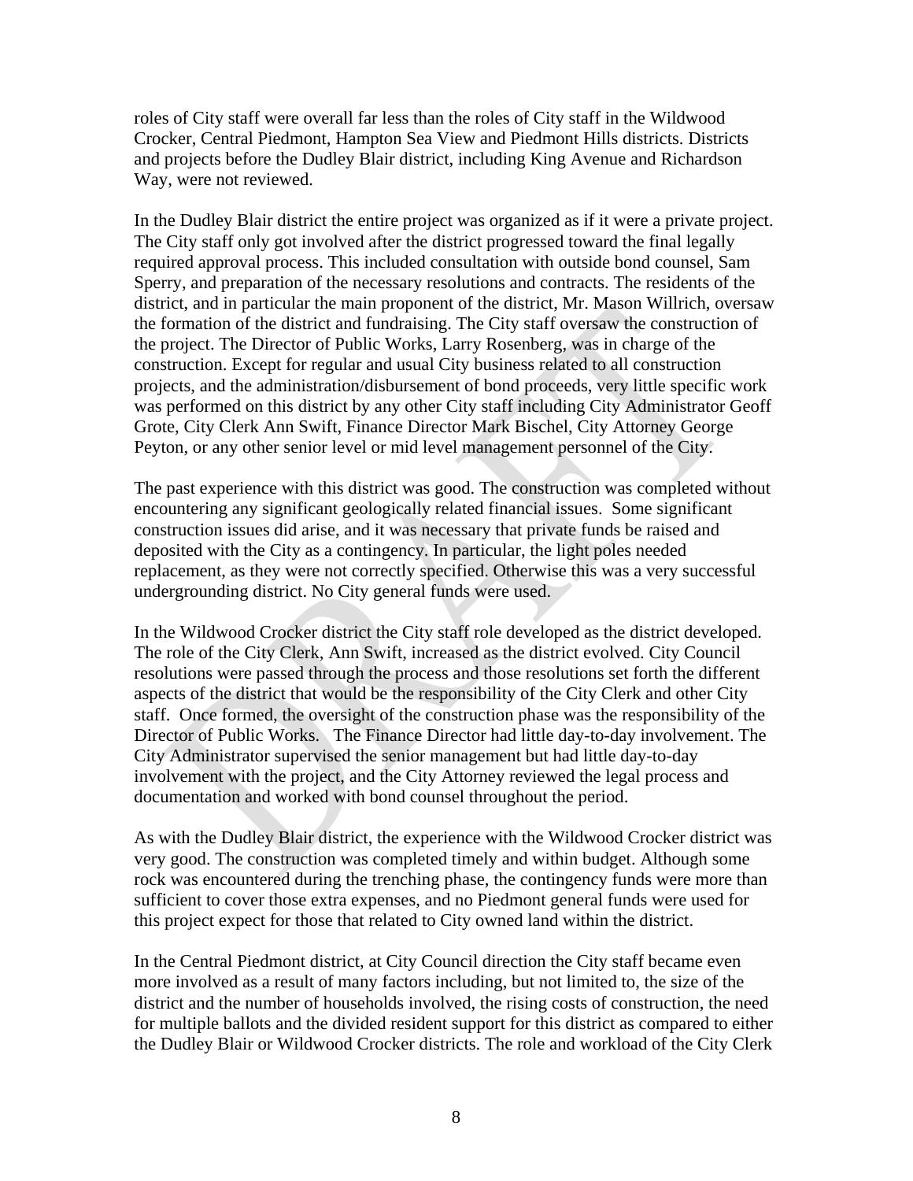roles of City staff were overall far less than the roles of City staff in the Wildwood Crocker, Central Piedmont, Hampton Sea View and Piedmont Hills districts. Districts and projects before the Dudley Blair district, including King Avenue and Richardson Way, were not reviewed.

In the Dudley Blair district the entire project was organized as if it were a private project. The City staff only got involved after the district progressed toward the final legally required approval process. This included consultation with outside bond counsel, Sam Sperry, and preparation of the necessary resolutions and contracts. The residents of the district, and in particular the main proponent of the district, Mr. Mason Willrich, oversaw the formation of the district and fundraising. The City staff oversaw the construction of the project. The Director of Public Works, Larry Rosenberg, was in charge of the construction. Except for regular and usual City business related to all construction projects, and the administration/disbursement of bond proceeds, very little specific work was performed on this district by any other City staff including City Administrator Geoff Grote, City Clerk Ann Swift, Finance Director Mark Bischel, City Attorney George Peyton, or any other senior level or mid level management personnel of the City.

The past experience with this district was good. The construction was completed without encountering any significant geologically related financial issues. Some significant construction issues did arise, and it was necessary that private funds be raised and deposited with the City as a contingency. In particular, the light poles needed replacement, as they were not correctly specified. Otherwise this was a very successful undergrounding district. No City general funds were used.

In the Wildwood Crocker district the City staff role developed as the district developed. The role of the City Clerk, Ann Swift, increased as the district evolved. City Council resolutions were passed through the process and those resolutions set forth the different aspects of the district that would be the responsibility of the City Clerk and other City staff. Once formed, the oversight of the construction phase was the responsibility of the Director of Public Works. The Finance Director had little day-to-day involvement. The City Administrator supervised the senior management but had little day-to-day involvement with the project, and the City Attorney reviewed the legal process and documentation and worked with bond counsel throughout the period.

As with the Dudley Blair district, the experience with the Wildwood Crocker district was very good. The construction was completed timely and within budget. Although some rock was encountered during the trenching phase, the contingency funds were more than sufficient to cover those extra expenses, and no Piedmont general funds were used for this project expect for those that related to City owned land within the district.

In the Central Piedmont district, at City Council direction the City staff became even more involved as a result of many factors including, but not limited to, the size of the district and the number of households involved, the rising costs of construction, the need for multiple ballots and the divided resident support for this district as compared to either the Dudley Blair or Wildwood Crocker districts. The role and workload of the City Clerk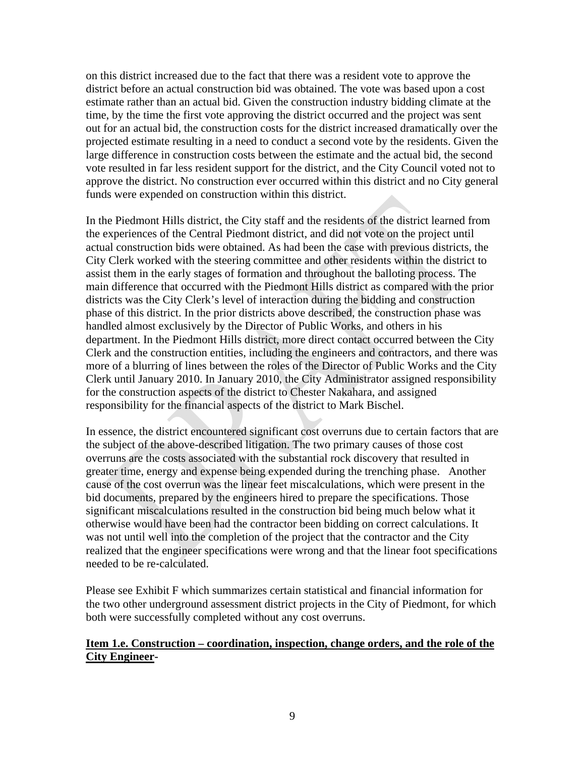on this district increased due to the fact that there was a resident vote to approve the district before an actual construction bid was obtained. The vote was based upon a cost estimate rather than an actual bid. Given the construction industry bidding climate at the time, by the time the first vote approving the district occurred and the project was sent out for an actual bid, the construction costs for the district increased dramatically over the projected estimate resulting in a need to conduct a second vote by the residents. Given the large difference in construction costs between the estimate and the actual bid, the second vote resulted in far less resident support for the district, and the City Council voted not to approve the district. No construction ever occurred within this district and no City general funds were expended on construction within this district.

In the Piedmont Hills district, the City staff and the residents of the district learned from the experiences of the Central Piedmont district, and did not vote on the project until actual construction bids were obtained. As had been the case with previous districts, the City Clerk worked with the steering committee and other residents within the district to assist them in the early stages of formation and throughout the balloting process. The main difference that occurred with the Piedmont Hills district as compared with the prior districts was the City Clerk's level of interaction during the bidding and construction phase of this district. In the prior districts above described, the construction phase was handled almost exclusively by the Director of Public Works, and others in his department. In the Piedmont Hills district, more direct contact occurred between the City Clerk and the construction entities, including the engineers and contractors, and there was more of a blurring of lines between the roles of the Director of Public Works and the City Clerk until January 2010. In January 2010, the City Administrator assigned responsibility for the construction aspects of the district to Chester Nakahara, and assigned responsibility for the financial aspects of the district to Mark Bischel.

In essence, the district encountered significant cost overruns due to certain factors that are the subject of the above-described litigation. The two primary causes of those cost overruns are the costs associated with the substantial rock discovery that resulted in greater time, energy and expense being expended during the trenching phase. Another cause of the cost overrun was the linear feet miscalculations, which were present in the bid documents, prepared by the engineers hired to prepare the specifications. Those significant miscalculations resulted in the construction bid being much below what it otherwise would have been had the contractor been bidding on correct calculations. It was not until well into the completion of the project that the contractor and the City realized that the engineer specifications were wrong and that the linear foot specifications needed to be re-calculated.

Please see Exhibit F which summarizes certain statistical and financial information for the two other underground assessment district projects in the City of Piedmont, for which both were successfully completed without any cost overruns.

**Item 1.e. Construction – coordination, inspection, change orders, and the role of the City Engineer-**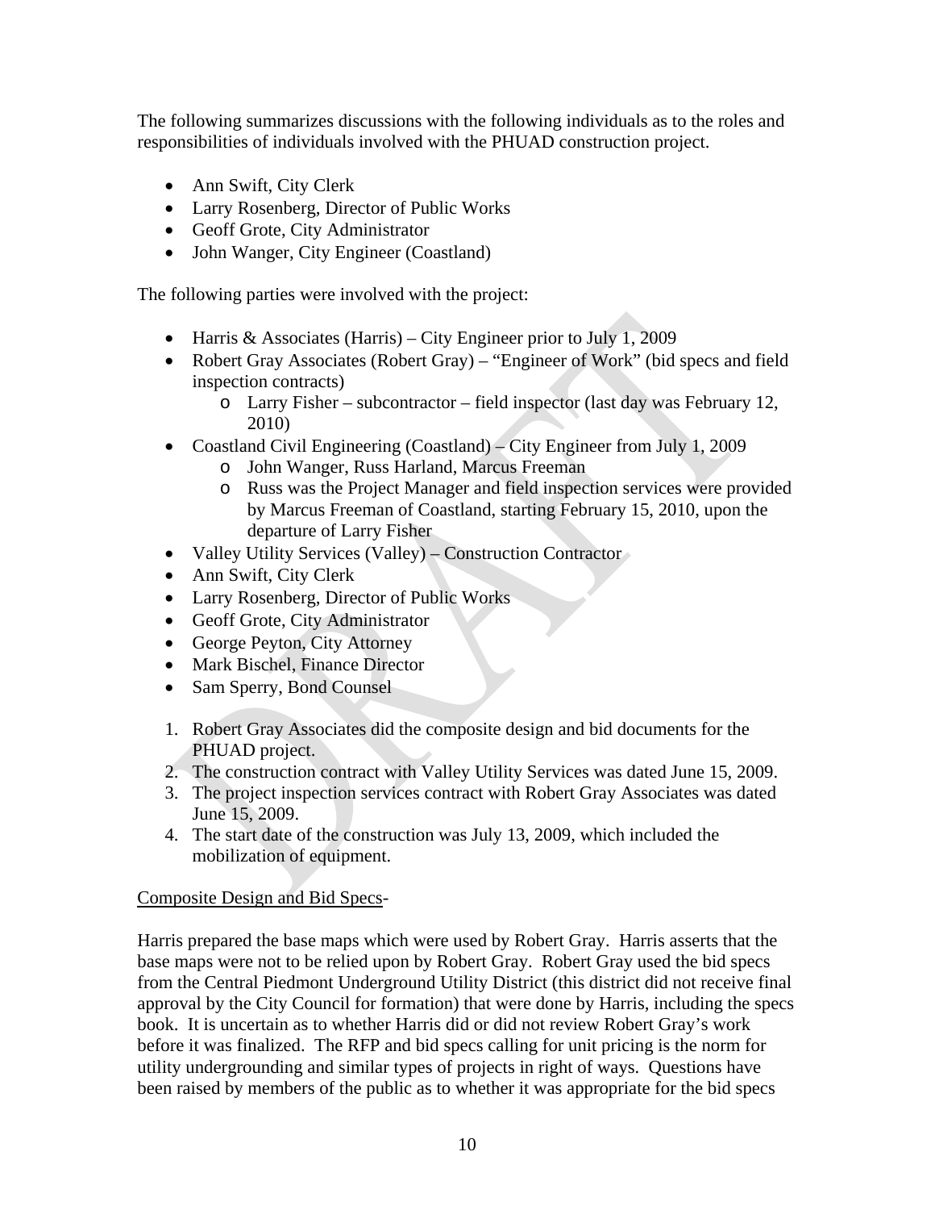The following summarizes discussions with the following individuals as to the roles and responsibilities of individuals involved with the PHUAD construction project.

- Ann Swift, City Clerk
- Larry Rosenberg, Director of Public Works
- Geoff Grote, City Administrator
- John Wanger, City Engineer (Coastland)

The following parties were involved with the project:

- Harris & Associates (Harris) – City Engineer prior to July 1, 2009
- Robert Gray Associates (Robert Gray) – "Engineer of Work" (bid specs and field inspection contracts)
  - Larry Fisher – subcontractor – field inspector (last day was February 12, 2010)
- Coastland Civil Engineering (Coastland) – City Engineer from July 1, 2009
  - John Wanger, Russ Harland, Marcus Freeman
  - Russ was the Project Manager and field inspection services were provided by Marcus Freeman of Coastland, starting February 15, 2010, upon the departure of Larry Fisher
- Valley Utility Services (Valley) – Construction Contractor
- Ann Swift, City Clerk
- Larry Rosenberg, Director of Public Works
- Geoff Grote, City Administrator
- George Peyton, City Attorney
- Mark Bischel, Finance Director
- Sam Sperry, Bond Counsel

1. Robert Gray Associates did the composite design and bid documents for the PHUAD project.
2. The construction contract with Valley Utility Services was dated June 15, 2009.
3. The project inspection services contract with Robert Gray Associates was dated June 15, 2009.
4. The start date of the construction was July 13, 2009, which included the mobilization of equipment.

Composite Design and Bid Specs-

Harris prepared the base maps which were used by Robert Gray. Harris asserts that the base maps were not to be relied upon by Robert Gray. Robert Gray used the bid specs from the Central Piedmont Underground Utility District (this district did not receive final approval by the City Council for formation) that were done by Harris, including the specs book. It is uncertain as to whether Harris did or did not review Robert Gray's work before it was finalized. The RFP and bid specs calling for unit pricing is the norm for utility undergrounding and similar types of projects in right of ways. Questions have been raised by members of the public as to whether it was appropriate for the bid specs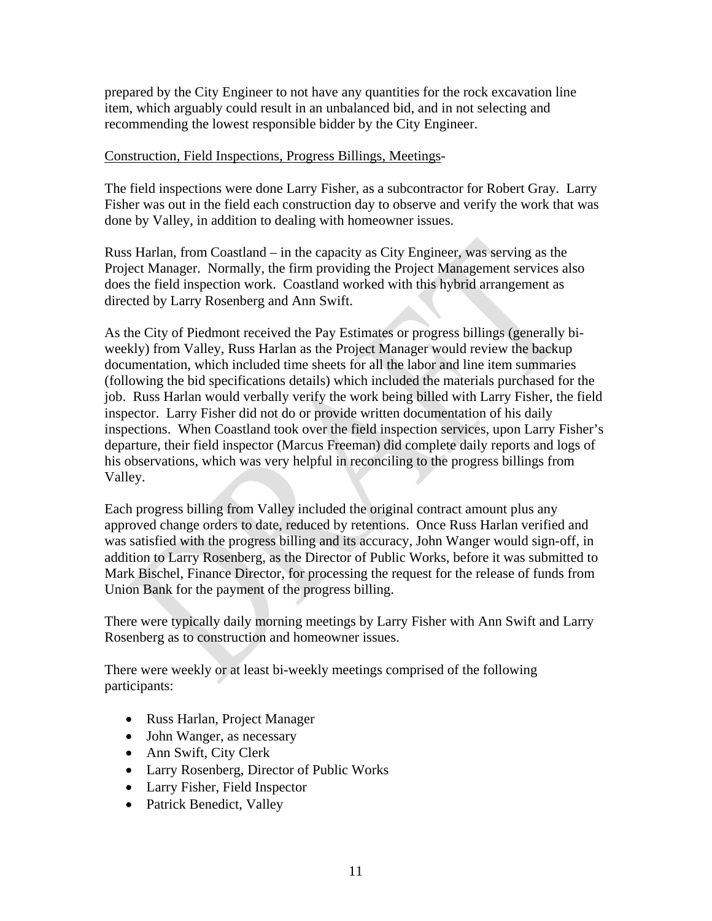prepared by the City Engineer to not have any quantities for the rock excavation line item, which arguably could result in an unbalanced bid, and in not selecting and recommending the lowest responsible bidder by the City Engineer.

Construction, Field Inspections, Progress Billings, Meetings-

The field inspections were done Larry Fisher, as a subcontractor for Robert Gray. Larry Fisher was out in the field each construction day to observe and verify the work that was done by Valley, in addition to dealing with homeowner issues.

Russ Harlan, from Coastland – in the capacity as City Engineer, was serving as the Project Manager. Normally, the firm providing the Project Management services also does the field inspection work. Coastland worked with this hybrid arrangement as directed by Larry Rosenberg and Ann Swift.

As the City of Piedmont received the Pay Estimates or progress billings (generally bi-weekly) from Valley, Russ Harlan as the Project Manager would review the backup documentation, which included time sheets for all the labor and line item summaries (following the bid specifications details) which included the materials purchased for the job. Russ Harlan would verbally verify the work being billed with Larry Fisher, the field inspector. Larry Fisher did not do or provide written documentation of his daily inspections. When Coastland took over the field inspection services, upon Larry Fisher's departure, their field inspector (Marcus Freeman) did complete daily reports and logs of his observations, which was very helpful in reconciling to the progress billings from Valley.

Each progress billing from Valley included the original contract amount plus any approved change orders to date, reduced by retentions. Once Russ Harlan verified and was satisfied with the progress billing and its accuracy, John Wanger would sign-off, in addition to Larry Rosenberg, as the Director of Public Works, before it was submitted to Mark Bischel, Finance Director, for processing the request for the release of funds from Union Bank for the payment of the progress billing.

There were typically daily morning meetings by Larry Fisher with Ann Swift and Larry Rosenberg as to construction and homeowner issues.

There were weekly or at least bi-weekly meetings comprised of the following participants:

- Russ Harlan, Project Manager
- John Wanger, as necessary
- Ann Swift, City Clerk
- Larry Rosenberg, Director of Public Works
- Larry Fisher, Field Inspector
- Patrick Benedict, Valley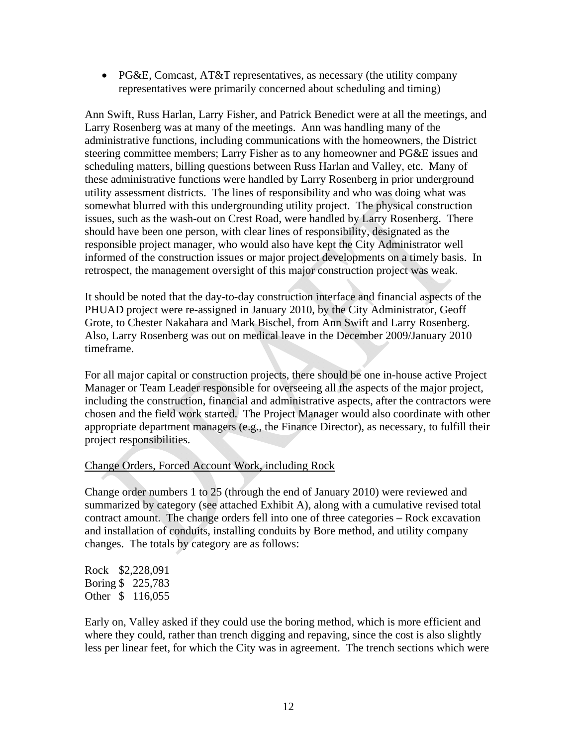- PG&E, Comcast, AT&T representatives, as necessary (the utility company representatives were primarily concerned about scheduling and timing)

Ann Swift, Russ Harlan, Larry Fisher, and Patrick Benedict were at all the meetings, and Larry Rosenberg was at many of the meetings. Ann was handling many of the administrative functions, including communications with the homeowners, the District steering committee members; Larry Fisher as to any homeowner and PG&E issues and scheduling matters, billing questions between Russ Harlan and Valley, etc. Many of these administrative functions were handled by Larry Rosenberg in prior underground utility assessment districts. The lines of responsibility and who was doing what was somewhat blurred with this undergrounding utility project. The physical construction issues, such as the wash-out on Crest Road, were handled by Larry Rosenberg. There should have been one person, with clear lines of responsibility, designated as the responsible project manager, who would also have kept the City Administrator well informed of the construction issues or major project developments on a timely basis. In retrospect, the management oversight of this major construction project was weak.

It should be noted that the day-to-day construction interface and financial aspects of the PHUAD project were re-assigned in January 2010, by the City Administrator, Geoff Grote, to Chester Nakahara and Mark Bischel, from Ann Swift and Larry Rosenberg. Also, Larry Rosenberg was out on medical leave in the December 2009/January 2010 timeframe.

For all major capital or construction projects, there should be one in-house active Project Manager or Team Leader responsible for overseeing all the aspects of the major project, including the construction, financial and administrative aspects, after the contractors were chosen and the field work started. The Project Manager would also coordinate with other appropriate department managers (e.g., the Finance Director), as necessary, to fulfill their project responsibilities.

Change Orders, Forced Account Work, including Rock

Change order numbers 1 to 25 (through the end of January 2010) were reviewed and summarized by category (see attached Exhibit A), along with a cumulative revised total contract amount. The change orders fell into one of three categories – Rock excavation and installation of conduits, installing conduits by Bore method, and utility company changes. The totals by category are as follows:

Rock $2,228,091
Boring $ 225,783
Other $ 116,055

Early on, Valley asked if they could use the boring method, which is more efficient and where they could, rather than trench digging and repaving, since the cost is also slightly less per linear feet, for which the City was in agreement. The trench sections which were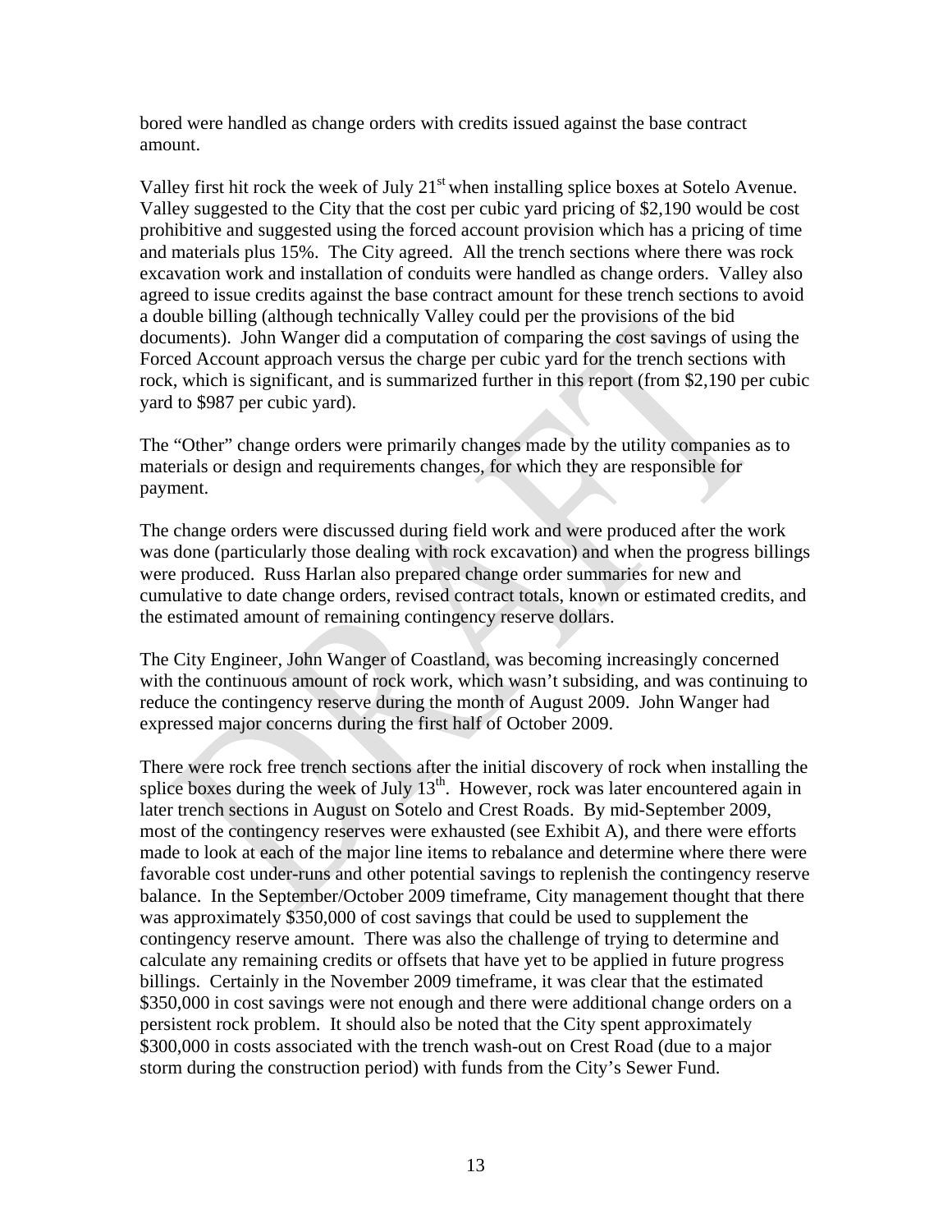bored were handled as change orders with credits issued against the base contract amount.

Valley first hit rock the week of July 21st when installing splice boxes at Sotelo Avenue. Valley suggested to the City that the cost per cubic yard pricing of $2,190 would be cost prohibitive and suggested using the forced account provision which has a pricing of time and materials plus 15%. The City agreed. All the trench sections where there was rock excavation work and installation of conduits were handled as change orders. Valley also agreed to issue credits against the base contract amount for these trench sections to avoid a double billing (although technically Valley could per the provisions of the bid documents). John Wanger did a computation of comparing the cost savings of using the Forced Account approach versus the charge per cubic yard for the trench sections with rock, which is significant, and is summarized further in this report (from $2,190 per cubic yard to $987 per cubic yard).

The "Other" change orders were primarily changes made by the utility companies as to materials or design and requirements changes, for which they are responsible for payment.

The change orders were discussed during field work and were produced after the work was done (particularly those dealing with rock excavation) and when the progress billings were produced. Russ Harlan also prepared change order summaries for new and cumulative to date change orders, revised contract totals, known or estimated credits, and the estimated amount of remaining contingency reserve dollars.

The City Engineer, John Wanger of Coastland, was becoming increasingly concerned with the continuous amount of rock work, which wasn't subsiding, and was continuing to reduce the contingency reserve during the month of August 2009. John Wanger had expressed major concerns during the first half of October 2009.

There were rock free trench sections after the initial discovery of rock when installing the splice boxes during the week of July 13th. However, rock was later encountered again in later trench sections in August on Sotelo and Crest Roads. By mid-September 2009, most of the contingency reserves were exhausted (see Exhibit A), and there were efforts made to look at each of the major line items to rebalance and determine where there were favorable cost under-runs and other potential savings to replenish the contingency reserve balance. In the September/October 2009 timeframe, City management thought that there was approximately $350,000 of cost savings that could be used to supplement the contingency reserve amount. There was also the challenge of trying to determine and calculate any remaining credits or offsets that have yet to be applied in future progress billings. Certainly in the November 2009 timeframe, it was clear that the estimated $350,000 in cost savings were not enough and there were additional change orders on a persistent rock problem. It should also be noted that the City spent approximately $300,000 in costs associated with the trench wash-out on Crest Road (due to a major storm during the construction period) with funds from the City's Sewer Fund.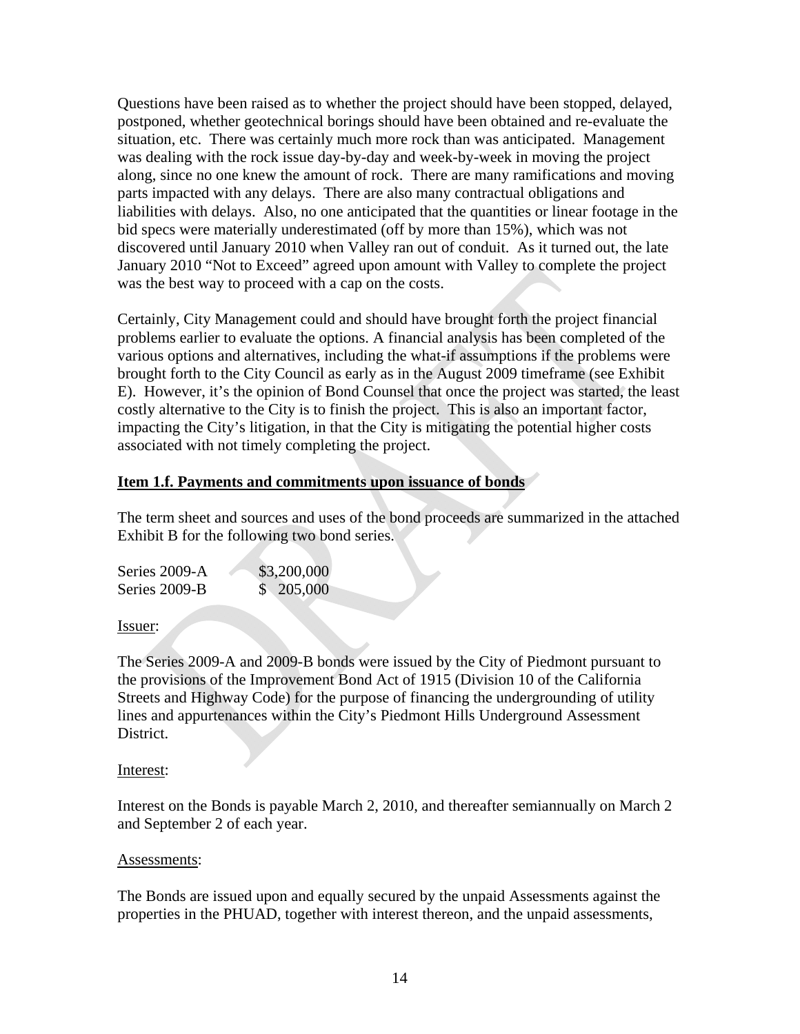Questions have been raised as to whether the project should have been stopped, delayed, postponed, whether geotechnical borings should have been obtained and re-evaluate the situation, etc. There was certainly much more rock than was anticipated. Management was dealing with the rock issue day-by-day and week-by-week in moving the project along, since no one knew the amount of rock. There are many ramifications and moving parts impacted with any delays. There are also many contractual obligations and liabilities with delays. Also, no one anticipated that the quantities or linear footage in the bid specs were materially underestimated (off by more than 15%), which was not discovered until January 2010 when Valley ran out of conduit. As it turned out, the late January 2010 "Not to Exceed" agreed upon amount with Valley to complete the project was the best way to proceed with a cap on the costs.

Certainly, City Management could and should have brought forth the project financial problems earlier to evaluate the options. A financial analysis has been completed of the various options and alternatives, including the what-if assumptions if the problems were brought forth to the City Council as early as in the August 2009 timeframe (see Exhibit E). However, it's the opinion of Bond Counsel that once the project was started, the least costly alternative to the City is to finish the project. This is also an important factor, impacting the City's litigation, in that the City is mitigating the potential higher costs associated with not timely completing the project.

**Item 1.f. Payments and commitments upon issuance of bonds**

The term sheet and sources and uses of the bond proceeds are summarized in the attached Exhibit B for the following two bond series.

| | |
|---|---|
| Series 2009-A | $3,200,000 |
| Series 2009-B | $ 205,000 |

Issuer:

The Series 2009-A and 2009-B bonds were issued by the City of Piedmont pursuant to the provisions of the Improvement Bond Act of 1915 (Division 10 of the California Streets and Highway Code) for the purpose of financing the undergrounding of utility lines and appurtenances within the City's Piedmont Hills Underground Assessment District.

Interest:

Interest on the Bonds is payable March 2, 2010, and thereafter semiannually on March 2 and September 2 of each year.

Assessments:

The Bonds are issued upon and equally secured by the unpaid Assessments against the properties in the PHUAD, together with interest thereon, and the unpaid assessments,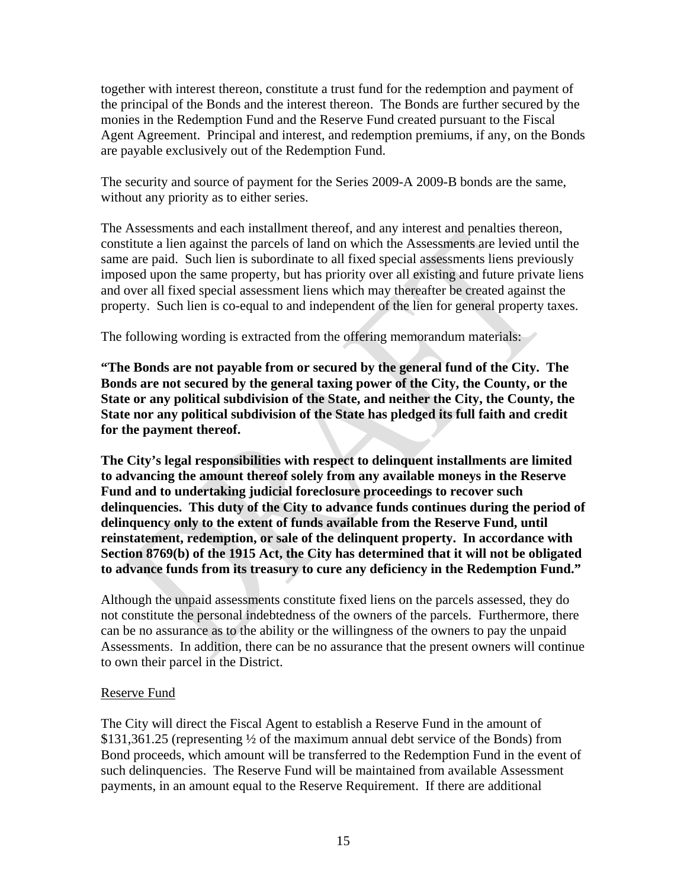together with interest thereon, constitute a trust fund for the redemption and payment of the principal of the Bonds and the interest thereon. The Bonds are further secured by the monies in the Redemption Fund and the Reserve Fund created pursuant to the Fiscal Agent Agreement. Principal and interest, and redemption premiums, if any, on the Bonds are payable exclusively out of the Redemption Fund.

The security and source of payment for the Series 2009-A 2009-B bonds are the same, without any priority as to either series.

The Assessments and each installment thereof, and any interest and penalties thereon, constitute a lien against the parcels of land on which the Assessments are levied until the same are paid. Such lien is subordinate to all fixed special assessments liens previously imposed upon the same property, but has priority over all existing and future private liens and over all fixed special assessment liens which may thereafter be created against the property. Such lien is co-equal to and independent of the lien for general property taxes.

The following wording is extracted from the offering memorandum materials:

**"The Bonds are not payable from or secured by the general fund of the City. The Bonds are not secured by the general taxing power of the City, the County, or the State or any political subdivision of the State, and neither the City, the County, the State nor any political subdivision of the State has pledged its full faith and credit for the payment thereof.**

**The City's legal responsibilities with respect to delinquent installments are limited to advancing the amount thereof solely from any available moneys in the Reserve Fund and to undertaking judicial foreclosure proceedings to recover such delinquencies. This duty of the City to advance funds continues during the period of delinquency only to the extent of funds available from the Reserve Fund, until reinstatement, redemption, or sale of the delinquent property. In accordance with Section 8769(b) of the 1915 Act, the City has determined that it will not be obligated to advance funds from its treasury to cure any deficiency in the Redemption Fund."**

Although the unpaid assessments constitute fixed liens on the parcels assessed, they do not constitute the personal indebtedness of the owners of the parcels. Furthermore, there can be no assurance as to the ability or the willingness of the owners to pay the unpaid Assessments. In addition, there can be no assurance that the present owners will continue to own their parcel in the District.

Reserve Fund

The City will direct the Fiscal Agent to establish a Reserve Fund in the amount of $131,361.25 (representing ½ of the maximum annual debt service of the Bonds) from Bond proceeds, which amount will be transferred to the Redemption Fund in the event of such delinquencies. The Reserve Fund will be maintained from available Assessment payments, in an amount equal to the Reserve Requirement. If there are additional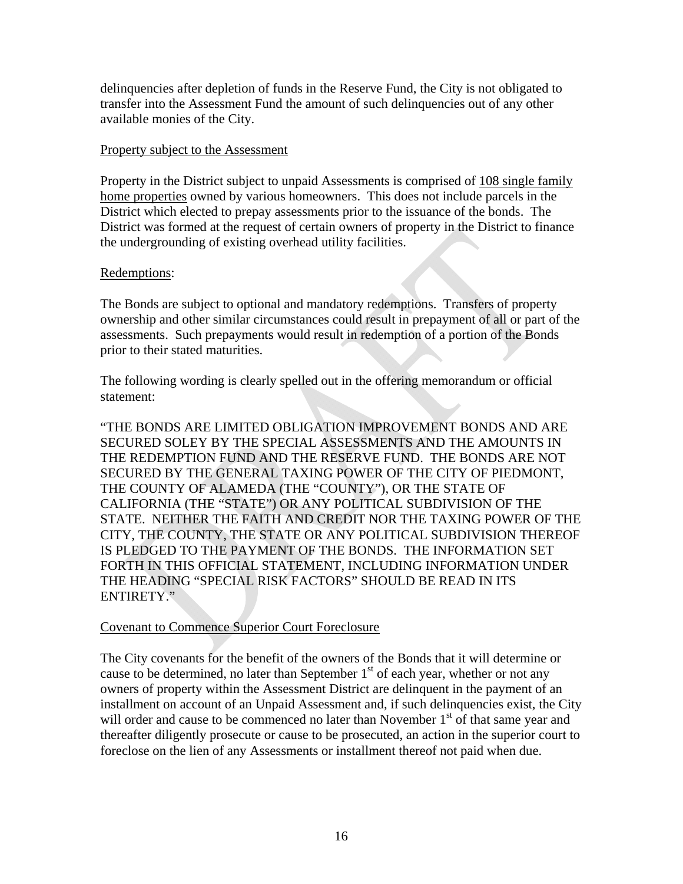delinquencies after depletion of funds in the Reserve Fund, the City is not obligated to transfer into the Assessment Fund the amount of such delinquencies out of any other available monies of the City.

Property subject to the Assessment

Property in the District subject to unpaid Assessments is comprised of 108 single family home properties owned by various homeowners. This does not include parcels in the District which elected to prepay assessments prior to the issuance of the bonds. The District was formed at the request of certain owners of property in the District to finance the undergrounding of existing overhead utility facilities.

Redemptions:

The Bonds are subject to optional and mandatory redemptions. Transfers of property ownership and other similar circumstances could result in prepayment of all or part of the assessments. Such prepayments would result in redemption of a portion of the Bonds prior to their stated maturities.

The following wording is clearly spelled out in the offering memorandum or official statement:

"THE BONDS ARE LIMITED OBLIGATION IMPROVEMENT BONDS AND ARE SECURED SOLEY BY THE SPECIAL ASSESSMENTS AND THE AMOUNTS IN THE REDEMPTION FUND AND THE RESERVE FUND. THE BONDS ARE NOT SECURED BY THE GENERAL TAXING POWER OF THE CITY OF PIEDMONT, THE COUNTY OF ALAMEDA (THE "COUNTY"), OR THE STATE OF CALIFORNIA (THE "STATE") OR ANY POLITICAL SUBDIVISION OF THE STATE. NEITHER THE FAITH AND CREDIT NOR THE TAXING POWER OF THE CITY, THE COUNTY, THE STATE OR ANY POLITICAL SUBDIVISION THEREOF IS PLEDGED TO THE PAYMENT OF THE BONDS. THE INFORMATION SET FORTH IN THIS OFFICIAL STATEMENT, INCLUDING INFORMATION UNDER THE HEADING "SPECIAL RISK FACTORS" SHOULD BE READ IN ITS ENTIRETY."

Covenant to Commence Superior Court Foreclosure

The City covenants for the benefit of the owners of the Bonds that it will determine or cause to be determined, no later than September 1st of each year, whether or not any owners of property within the Assessment District are delinquent in the payment of an installment on account of an Unpaid Assessment and, if such delinquencies exist, the City will order and cause to be commenced no later than November 1st of that same year and thereafter diligently prosecute or cause to be prosecuted, an action in the superior court to foreclose on the lien of any Assessments or installment thereof not paid when due.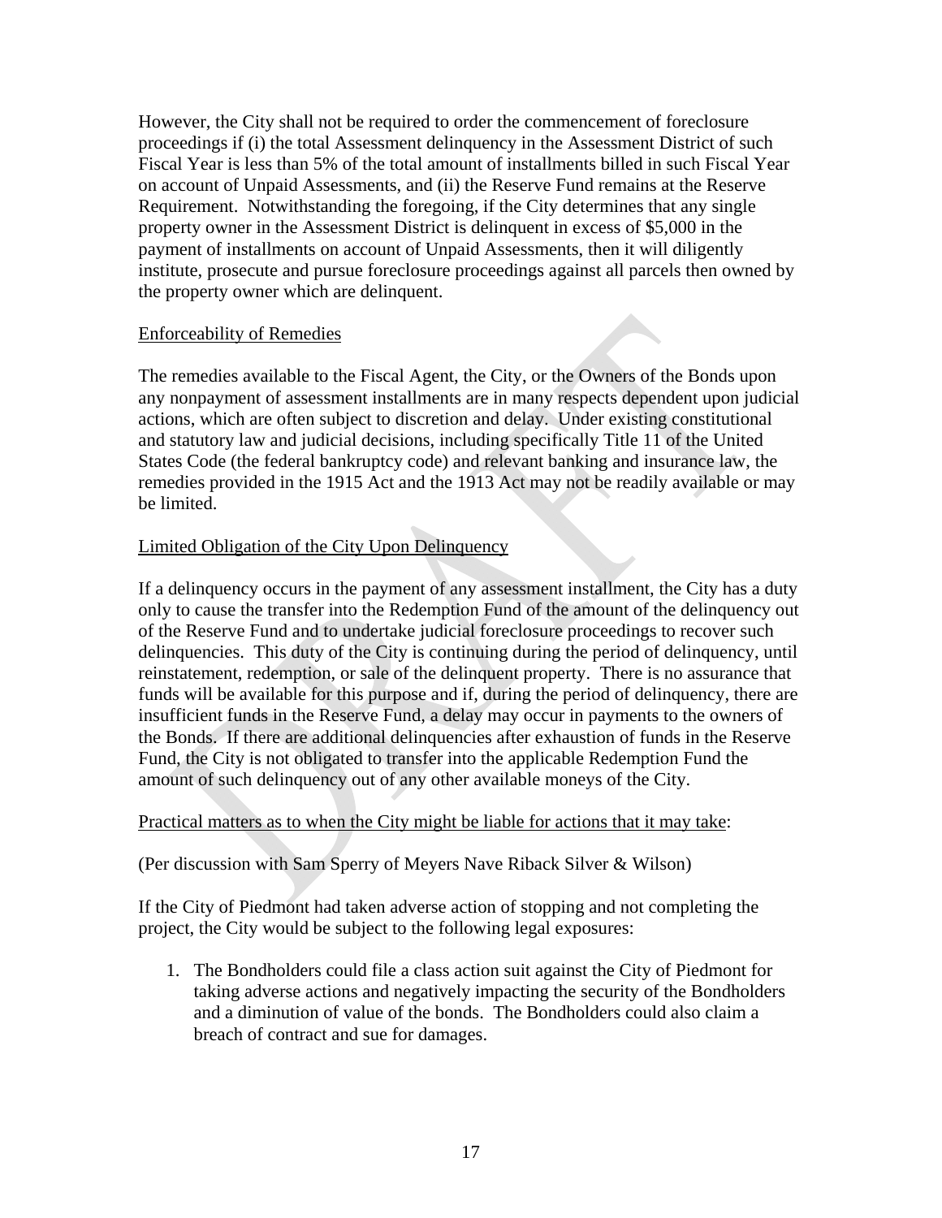However, the City shall not be required to order the commencement of foreclosure proceedings if (i) the total Assessment delinquency in the Assessment District of such Fiscal Year is less than 5% of the total amount of installments billed in such Fiscal Year on account of Unpaid Assessments, and (ii) the Reserve Fund remains at the Reserve Requirement. Notwithstanding the foregoing, if the City determines that any single property owner in the Assessment District is delinquent in excess of $5,000 in the payment of installments on account of Unpaid Assessments, then it will diligently institute, prosecute and pursue foreclosure proceedings against all parcels then owned by the property owner which are delinquent.

Enforceability of Remedies

The remedies available to the Fiscal Agent, the City, or the Owners of the Bonds upon any nonpayment of assessment installments are in many respects dependent upon judicial actions, which are often subject to discretion and delay. Under existing constitutional and statutory law and judicial decisions, including specifically Title 11 of the United States Code (the federal bankruptcy code) and relevant banking and insurance law, the remedies provided in the 1915 Act and the 1913 Act may not be readily available or may be limited.

Limited Obligation of the City Upon Delinquency

If a delinquency occurs in the payment of any assessment installment, the City has a duty only to cause the transfer into the Redemption Fund of the amount of the delinquency out of the Reserve Fund and to undertake judicial foreclosure proceedings to recover such delinquencies. This duty of the City is continuing during the period of delinquency, until reinstatement, redemption, or sale of the delinquent property. There is no assurance that funds will be available for this purpose and if, during the period of delinquency, there are insufficient funds in the Reserve Fund, a delay may occur in payments to the owners of the Bonds. If there are additional delinquencies after exhaustion of funds in the Reserve Fund, the City is not obligated to transfer into the applicable Redemption Fund the amount of such delinquency out of any other available moneys of the City.

Practical matters as to when the City might be liable for actions that it may take:

(Per discussion with Sam Sperry of Meyers Nave Riback Silver & Wilson)

If the City of Piedmont had taken adverse action of stopping and not completing the project, the City would be subject to the following legal exposures:

1. The Bondholders could file a class action suit against the City of Piedmont for taking adverse actions and negatively impacting the security of the Bondholders and a diminution of value of the bonds. The Bondholders could also claim a breach of contract and sue for damages.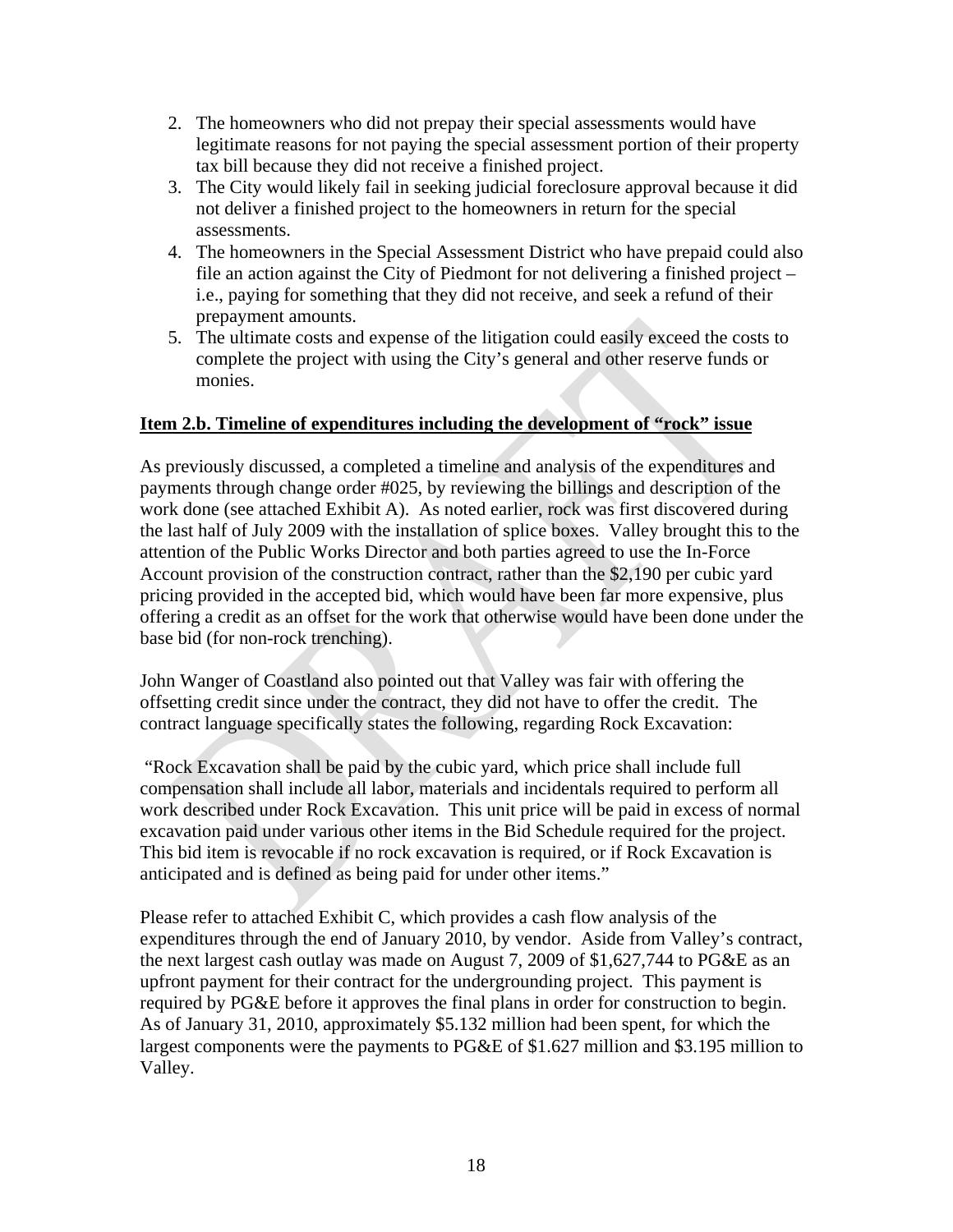2. The homeowners who did not prepay their special assessments would have legitimate reasons for not paying the special assessment portion of their property tax bill because they did not receive a finished project.
3. The City would likely fail in seeking judicial foreclosure approval because it did not deliver a finished project to the homeowners in return for the special assessments.
4. The homeowners in the Special Assessment District who have prepaid could also file an action against the City of Piedmont for not delivering a finished project – i.e., paying for something that they did not receive, and seek a refund of their prepayment amounts.
5. The ultimate costs and expense of the litigation could easily exceed the costs to complete the project with using the City's general and other reserve funds or monies.

**Item 2.b. Timeline of expenditures including the development of "rock" issue**

As previously discussed, a completed a timeline and analysis of the expenditures and payments through change order #025, by reviewing the billings and description of the work done (see attached Exhibit A). As noted earlier, rock was first discovered during the last half of July 2009 with the installation of splice boxes. Valley brought this to the attention of the Public Works Director and both parties agreed to use the In-Force Account provision of the construction contract, rather than the $2,190 per cubic yard pricing provided in the accepted bid, which would have been far more expensive, plus offering a credit as an offset for the work that otherwise would have been done under the base bid (for non-rock trenching).

John Wanger of Coastland also pointed out that Valley was fair with offering the offsetting credit since under the contract, they did not have to offer the credit. The contract language specifically states the following, regarding Rock Excavation:

"Rock Excavation shall be paid by the cubic yard, which price shall include full compensation shall include all labor, materials and incidentals required to perform all work described under Rock Excavation. This unit price will be paid in excess of normal excavation paid under various other items in the Bid Schedule required for the project. This bid item is revocable if no rock excavation is required, or if Rock Excavation is anticipated and is defined as being paid for under other items."

Please refer to attached Exhibit C, which provides a cash flow analysis of the expenditures through the end of January 2010, by vendor. Aside from Valley's contract, the next largest cash outlay was made on August 7, 2009 of $1,627,744 to PG&E as an upfront payment for their contract for the undergrounding project. This payment is required by PG&E before it approves the final plans in order for construction to begin. As of January 31, 2010, approximately $5.132 million had been spent, for which the largest components were the payments to PG&E of $1.627 million and $3.195 million to Valley.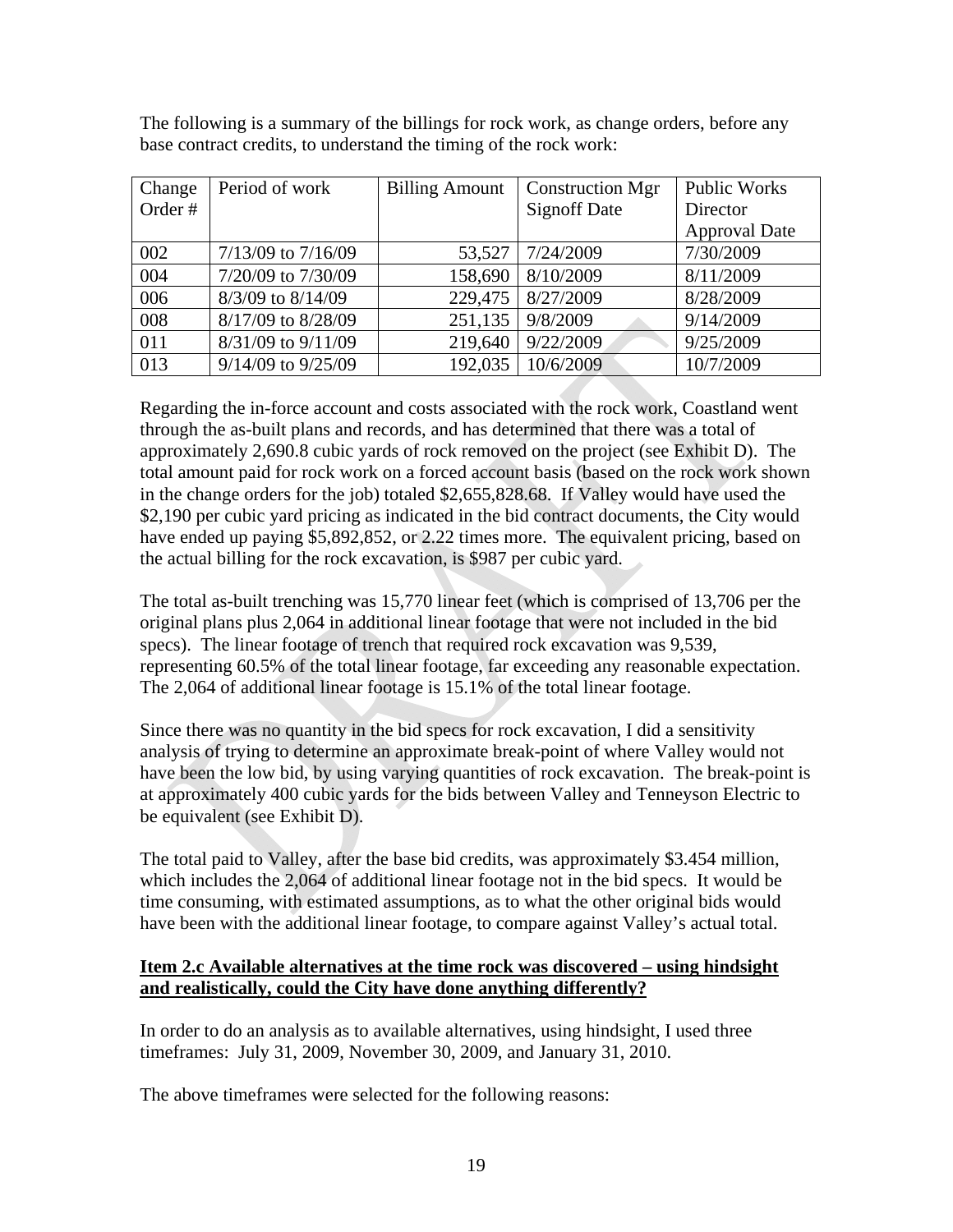The following is a summary of the billings for rock work, as change orders, before any base contract credits, to understand the timing of the rock work:

| Change Order # | Period of work | Billing Amount | Construction Mgr Signoff Date | Public Works Director Approval Date |
|---|---|---|---|---|
| 002 | 7/13/09 to 7/16/09 | 53,527 | 7/24/2009 | 7/30/2009 |
| 004 | 7/20/09 to 7/30/09 | 158,690 | 8/10/2009 | 8/11/2009 |
| 006 | 8/3/09 to 8/14/09 | 229,475 | 8/27/2009 | 8/28/2009 |
| 008 | 8/17/09 to 8/28/09 | 251,135 | 9/8/2009 | 9/14/2009 |
| 011 | 8/31/09 to 9/11/09 | 219,640 | 9/22/2009 | 9/25/2009 |
| 013 | 9/14/09 to 9/25/09 | 192,035 | 10/6/2009 | 10/7/2009 |

Regarding the in-force account and costs associated with the rock work, Coastland went through the as-built plans and records, and has determined that there was a total of approximately 2,690.8 cubic yards of rock removed on the project (see Exhibit D). The total amount paid for rock work on a forced account basis (based on the rock work shown in the change orders for the job) totaled $2,655,828.68. If Valley would have used the $2,190 per cubic yard pricing as indicated in the bid contract documents, the City would have ended up paying $5,892,852, or 2.22 times more. The equivalent pricing, based on the actual billing for the rock excavation, is $987 per cubic yard.

The total as-built trenching was 15,770 linear feet (which is comprised of 13,706 per the original plans plus 2,064 in additional linear footage that were not included in the bid specs). The linear footage of trench that required rock excavation was 9,539, representing 60.5% of the total linear footage, far exceeding any reasonable expectation. The 2,064 of additional linear footage is 15.1% of the total linear footage.

Since there was no quantity in the bid specs for rock excavation, I did a sensitivity analysis of trying to determine an approximate break-point of where Valley would not have been the low bid, by using varying quantities of rock excavation. The break-point is at approximately 400 cubic yards for the bids between Valley and Tenneyson Electric to be equivalent (see Exhibit D).

The total paid to Valley, after the base bid credits, was approximately $3.454 million, which includes the 2,064 of additional linear footage not in the bid specs. It would be time consuming, with estimated assumptions, as to what the other original bids would have been with the additional linear footage, to compare against Valley's actual total.

**Item 2.c Available alternatives at the time rock was discovered – using hindsight and realistically, could the City have done anything differently?**

In order to do an analysis as to available alternatives, using hindsight, I used three timeframes: July 31, 2009, November 30, 2009, and January 31, 2010.

The above timeframes were selected for the following reasons: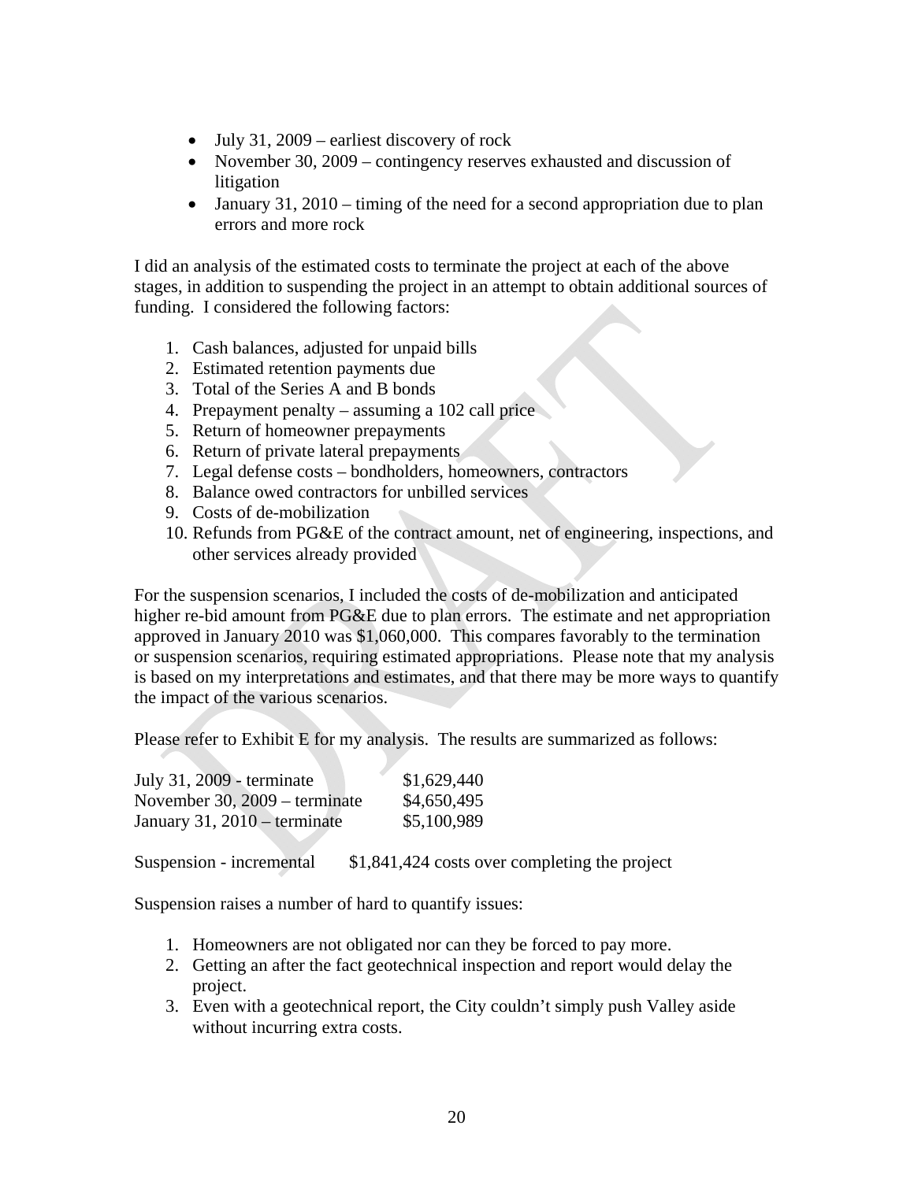- July 31, 2009 – earliest discovery of rock
- November 30, 2009 – contingency reserves exhausted and discussion of litigation
- January 31, 2010 – timing of the need for a second appropriation due to plan errors and more rock

I did an analysis of the estimated costs to terminate the project at each of the above stages, in addition to suspending the project in an attempt to obtain additional sources of funding. I considered the following factors:

1. Cash balances, adjusted for unpaid bills
2. Estimated retention payments due
3. Total of the Series A and B bonds
4. Prepayment penalty – assuming a 102 call price
5. Return of homeowner prepayments
6. Return of private lateral prepayments
7. Legal defense costs – bondholders, homeowners, contractors
8. Balance owed contractors for unbilled services
9. Costs of de-mobilization
10. Refunds from PG&E of the contract amount, net of engineering, inspections, and other services already provided

For the suspension scenarios, I included the costs of de-mobilization and anticipated higher re-bid amount from PG&E due to plan errors. The estimate and net appropriation approved in January 2010 was $1,060,000. This compares favorably to the termination or suspension scenarios, requiring estimated appropriations. Please note that my analysis is based on my interpretations and estimates, and that there may be more ways to quantify the impact of the various scenarios.

Please refer to Exhibit E for my analysis. The results are summarized as follows:

| | |
|---|---|
| July 31, 2009 - terminate | $1,629,440 |
| November 30, 2009 – terminate | $4,650,495 |
| January 31, 2010 – terminate | $5,100,989 |

Suspension - incremental $1,841,424 costs over completing the project

Suspension raises a number of hard to quantify issues:

1. Homeowners are not obligated nor can they be forced to pay more.
2. Getting an after the fact geotechnical inspection and report would delay the project.
3. Even with a geotechnical report, the City couldn't simply push Valley aside without incurring extra costs.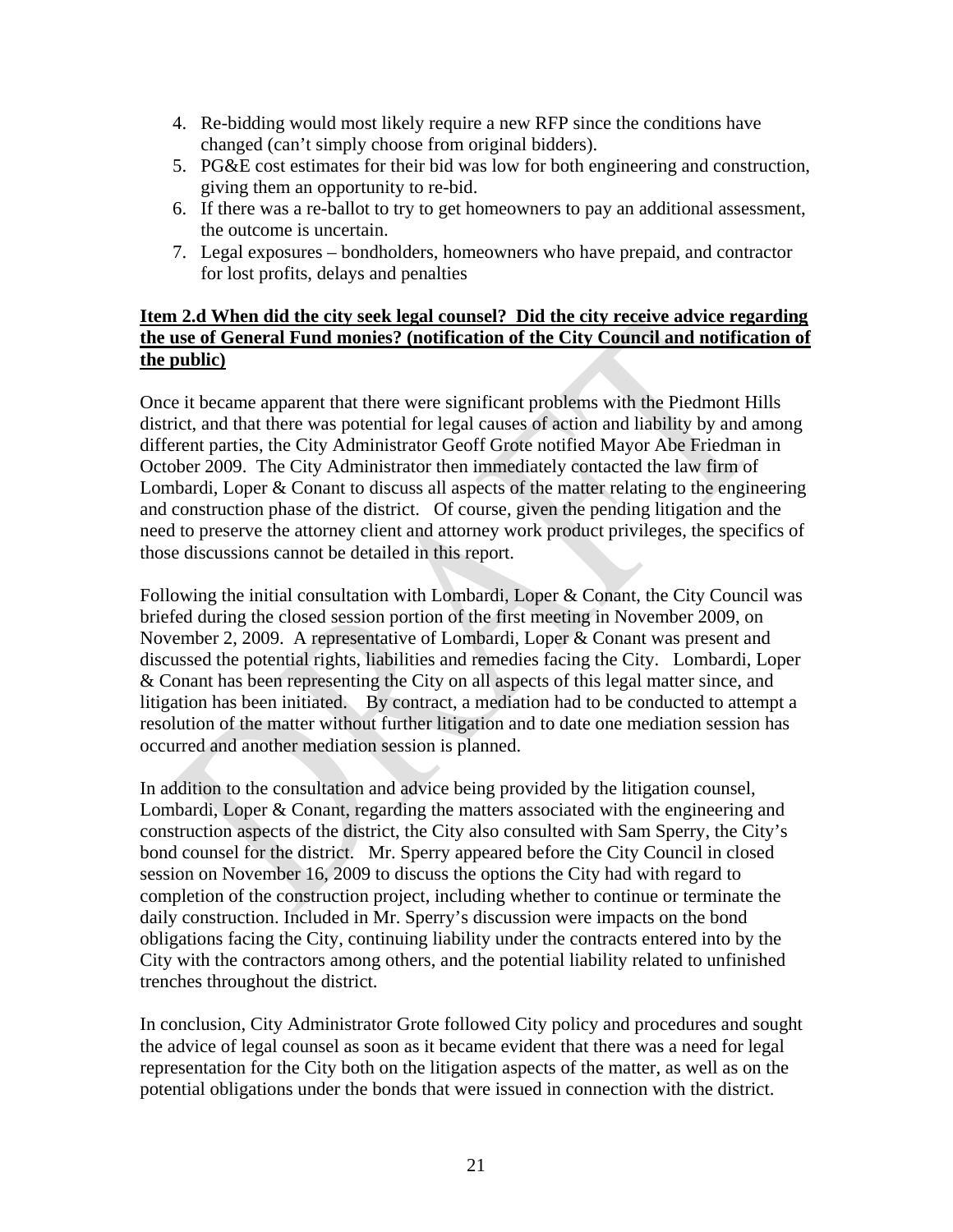4. Re-bidding would most likely require a new RFP since the conditions have changed (can't simply choose from original bidders).
5. PG&E cost estimates for their bid was low for both engineering and construction, giving them an opportunity to re-bid.
6. If there was a re-ballot to try to get homeowners to pay an additional assessment, the outcome is uncertain.
7. Legal exposures – bondholders, homeowners who have prepaid, and contractor for lost profits, delays and penalties

**Item 2.d When did the city seek legal counsel? Did the city receive advice regarding the use of General Fund monies? (notification of the City Council and notification of the public)**

Once it became apparent that there were significant problems with the Piedmont Hills district, and that there was potential for legal causes of action and liability by and among different parties, the City Administrator Geoff Grote notified Mayor Abe Friedman in October 2009. The City Administrator then immediately contacted the law firm of Lombardi, Loper & Conant to discuss all aspects of the matter relating to the engineering and construction phase of the district. Of course, given the pending litigation and the need to preserve the attorney client and attorney work product privileges, the specifics of those discussions cannot be detailed in this report.

Following the initial consultation with Lombardi, Loper & Conant, the City Council was briefed during the closed session portion of the first meeting in November 2009, on November 2, 2009. A representative of Lombardi, Loper & Conant was present and discussed the potential rights, liabilities and remedies facing the City. Lombardi, Loper & Conant has been representing the City on all aspects of this legal matter since, and litigation has been initiated. By contract, a mediation had to be conducted to attempt a resolution of the matter without further litigation and to date one mediation session has occurred and another mediation session is planned.

In addition to the consultation and advice being provided by the litigation counsel, Lombardi, Loper & Conant, regarding the matters associated with the engineering and construction aspects of the district, the City also consulted with Sam Sperry, the City's bond counsel for the district. Mr. Sperry appeared before the City Council in closed session on November 16, 2009 to discuss the options the City had with regard to completion of the construction project, including whether to continue or terminate the daily construction. Included in Mr. Sperry's discussion were impacts on the bond obligations facing the City, continuing liability under the contracts entered into by the City with the contractors among others, and the potential liability related to unfinished trenches throughout the district.

In conclusion, City Administrator Grote followed City policy and procedures and sought the advice of legal counsel as soon as it became evident that there was a need for legal representation for the City both on the litigation aspects of the matter, as well as on the potential obligations under the bonds that were issued in connection with the district.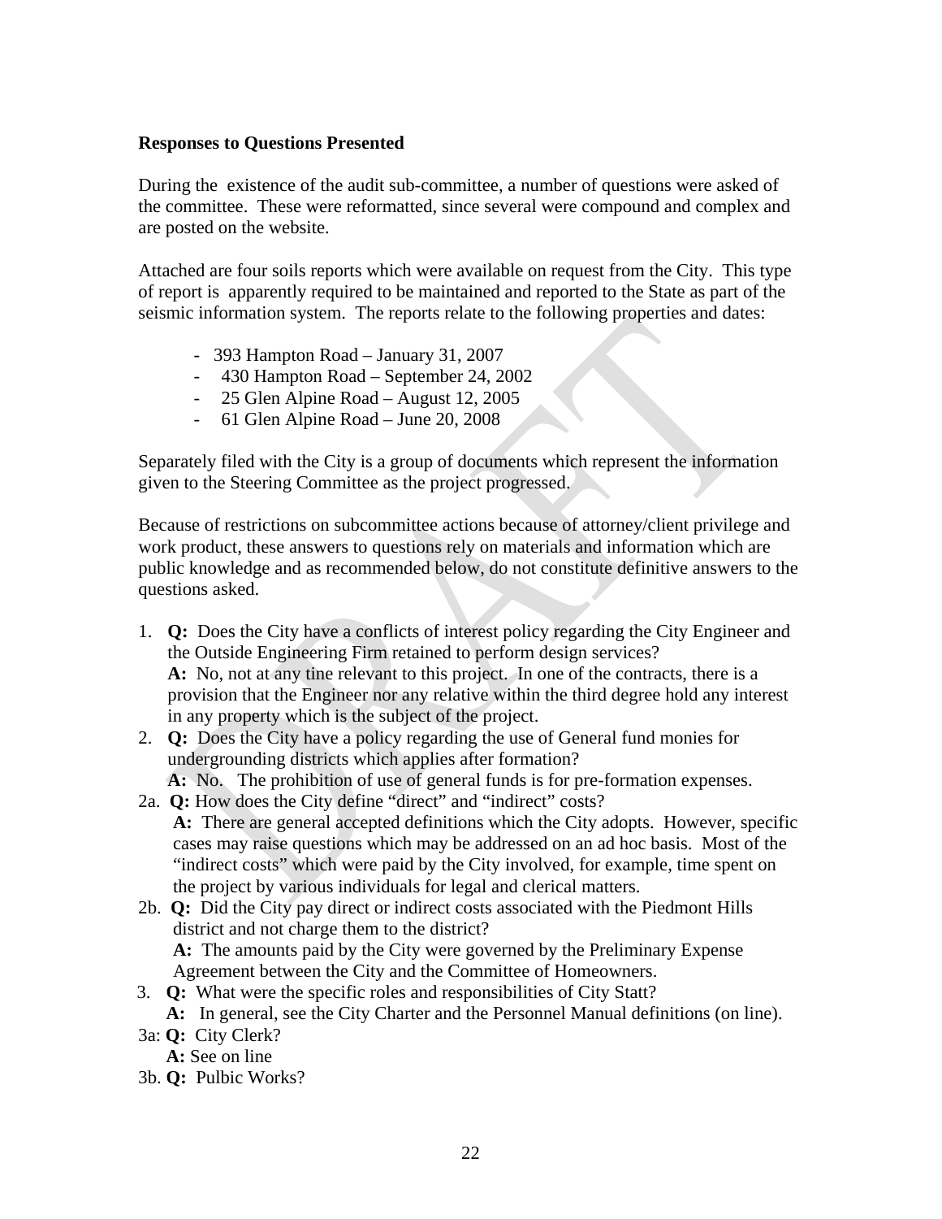**Responses to Questions Presented**

During the existence of the audit sub-committee, a number of questions were asked of the committee. These were reformatted, since several were compound and complex and are posted on the website.

Attached are four soils reports which were available on request from the City. This type of report is apparently required to be maintained and reported to the State as part of the seismic information system. The reports relate to the following properties and dates:

- 393 Hampton Road – January 31, 2007
- 430 Hampton Road – September 24, 2002
- 25 Glen Alpine Road – August 12, 2005
- 61 Glen Alpine Road – June 20, 2008

Separately filed with the City is a group of documents which represent the information given to the Steering Committee as the project progressed.

Because of restrictions on subcommittee actions because of attorney/client privilege and work product, these answers to questions rely on materials and information which are public knowledge and as recommended below, do not constitute definitive answers to the questions asked.

1. **Q:** Does the City have a conflicts of interest policy regarding the City Engineer and the Outside Engineering Firm retained to perform design services?
   **A:** No, not at any tine relevant to this project. In one of the contracts, there is a provision that the Engineer nor any relative within the third degree hold any interest in any property which is the subject of the project.
2. **Q:** Does the City have a policy regarding the use of General fund monies for undergrounding districts which applies after formation?
   **A:** No. The prohibition of use of general funds is for pre-formation expenses.

2a. **Q:** How does the City define "direct" and "indirect" costs?
   **A:** There are general accepted definitions which the City adopts. However, specific cases may raise questions which may be addressed on an ad hoc basis. Most of the "indirect costs" which were paid by the City involved, for example, time spent on the project by various individuals for legal and clerical matters.

2b. **Q:** Did the City pay direct or indirect costs associated with the Piedmont Hills district and not charge them to the district?
   **A:** The amounts paid by the City were governed by the Preliminary Expense Agreement between the City and the Committee of Homeowners.

3. **Q:** What were the specific roles and responsibilities of City Statt?
   **A:** In general, see the City Charter and the Personnel Manual definitions (on line).

3a: **Q:** City Clerk?
   **A:** See on line

3b. **Q:** Pulbic Works?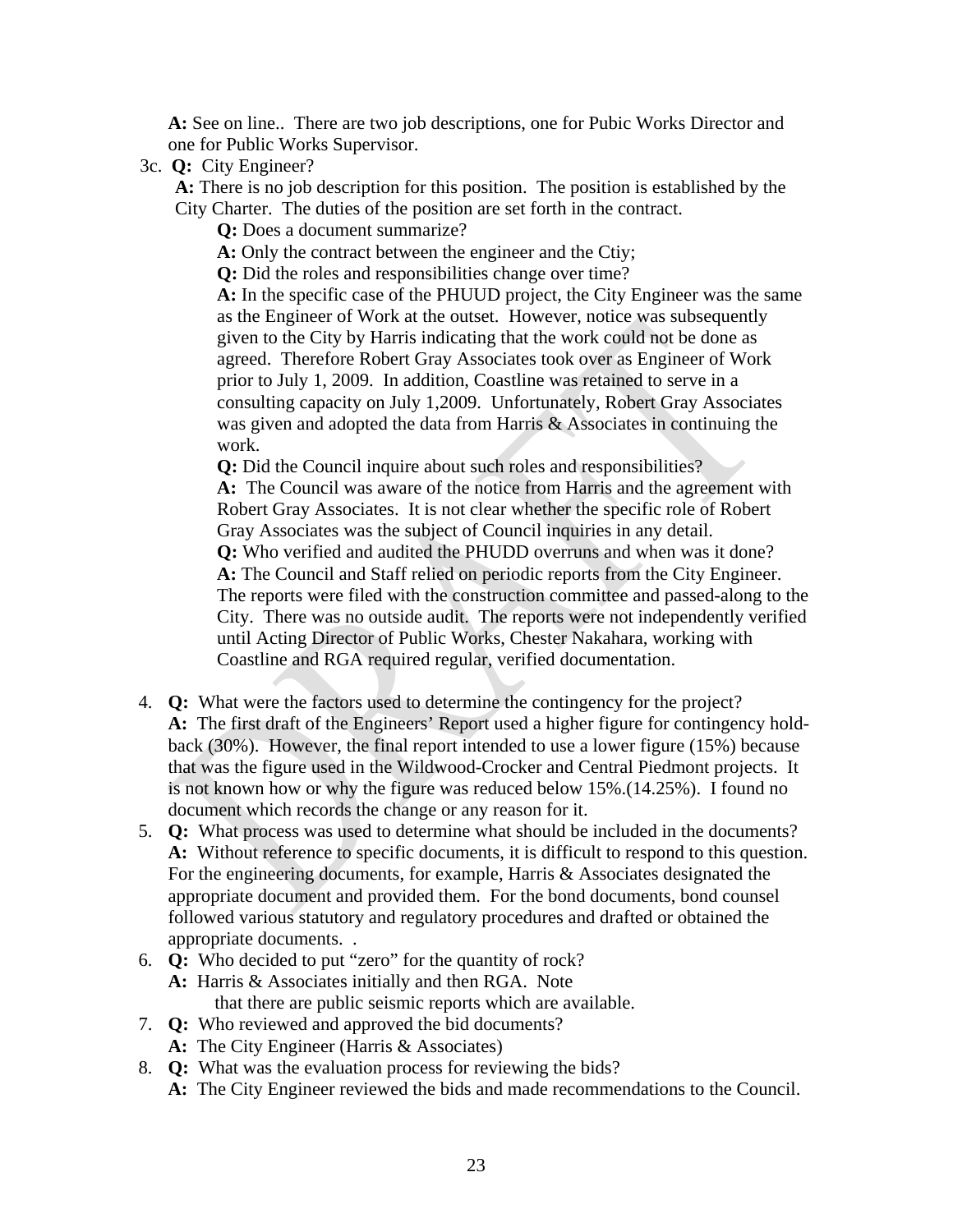**A:** See on line.. There are two job descriptions, one for Pubic Works Director and one for Public Works Supervisor.

3c. **Q:** City Engineer?

**A:** There is no job description for this position. The position is established by the City Charter. The duties of the position are set forth in the contract.

**Q:** Does a document summarize?

**A:** Only the contract between the engineer and the Ctiy;

**Q:** Did the roles and responsibilities change over time?

**A:** In the specific case of the PHUUD project, the City Engineer was the same as the Engineer of Work at the outset. However, notice was subsequently given to the City by Harris indicating that the work could not be done as agreed. Therefore Robert Gray Associates took over as Engineer of Work prior to July 1, 2009. In addition, Coastline was retained to serve in a consulting capacity on July 1,2009. Unfortunately, Robert Gray Associates was given and adopted the data from Harris & Associates in continuing the work.

**Q:** Did the Council inquire about such roles and responsibilities?

**A:** The Council was aware of the notice from Harris and the agreement with Robert Gray Associates. It is not clear whether the specific role of Robert Gray Associates was the subject of Council inquiries in any detail.

**Q:** Who verified and audited the PHUDD overruns and when was it done?

**A:** The Council and Staff relied on periodic reports from the City Engineer. The reports were filed with the construction committee and passed-along to the City. There was no outside audit. The reports were not independently verified until Acting Director of Public Works, Chester Nakahara, working with Coastline and RGA required regular, verified documentation.

4. **Q:** What were the factors used to determine the contingency for the project?
   **A:** The first draft of the Engineers' Report used a higher figure for contingency hold-back (30%). However, the final report intended to use a lower figure (15%) because that was the figure used in the Wildwood-Crocker and Central Piedmont projects. It is not known how or why the figure was reduced below 15%.(14.25%). I found no document which records the change or any reason for it.
5. **Q:** What process was used to determine what should be included in the documents?
   **A:** Without reference to specific documents, it is difficult to respond to this question. For the engineering documents, for example, Harris & Associates designated the appropriate document and provided them. For the bond documents, bond counsel followed various statutory and regulatory procedures and drafted or obtained the appropriate documents. .
6. **Q:** Who decided to put "zero" for the quantity of rock?
   **A:** Harris & Associates initially and then RGA. Note
   that there are public seismic reports which are available.
7. **Q:** Who reviewed and approved the bid documents?
   **A:** The City Engineer (Harris & Associates)
8. **Q:** What was the evaluation process for reviewing the bids?
   **A:** The City Engineer reviewed the bids and made recommendations to the Council.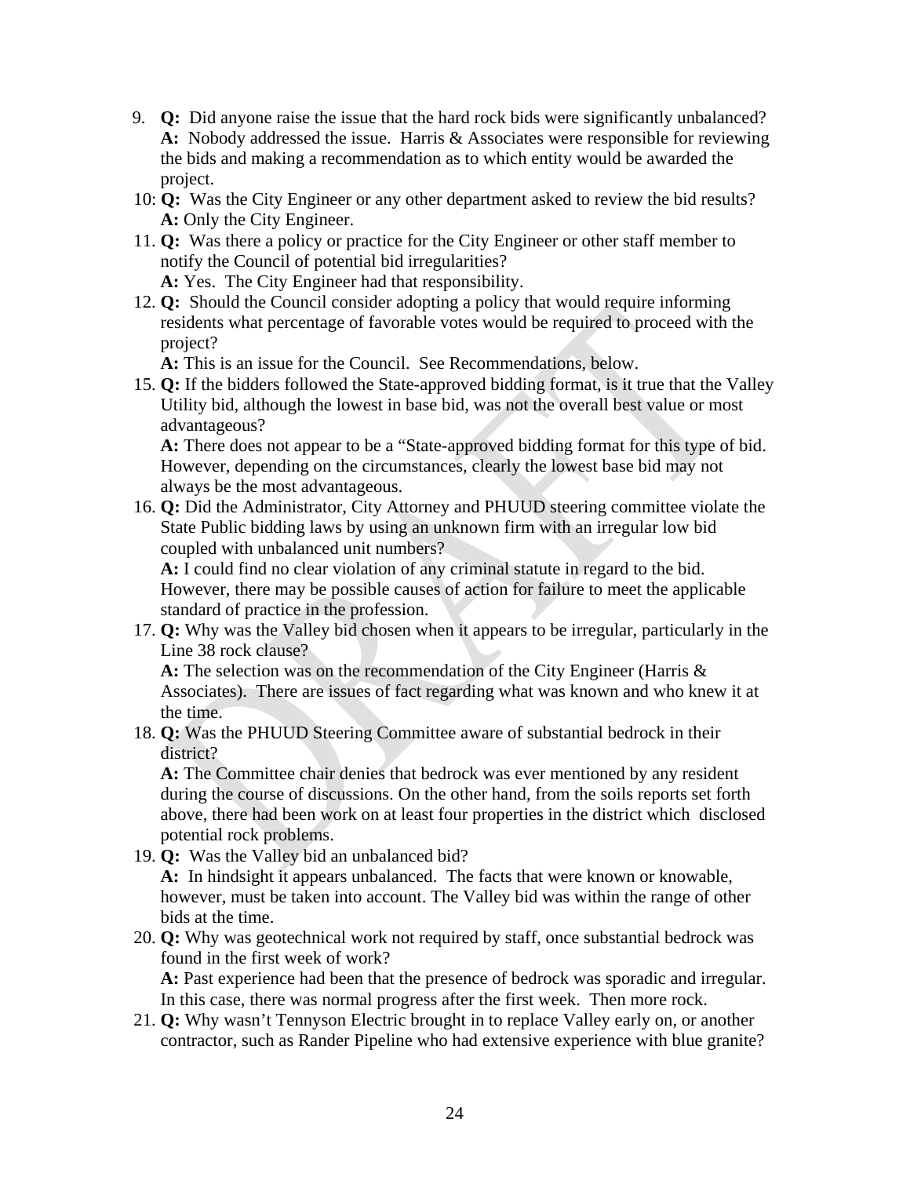9. **Q:** Did anyone raise the issue that the hard rock bids were significantly unbalanced?
   **A:** Nobody addressed the issue. Harris & Associates were responsible for reviewing the bids and making a recommendation as to which entity would be awarded the project.
10: **Q:** Was the City Engineer or any other department asked to review the bid results?
   **A:** Only the City Engineer.
11. **Q:** Was there a policy or practice for the City Engineer or other staff member to notify the Council of potential bid irregularities?
   **A:** Yes. The City Engineer had that responsibility.
12. **Q:** Should the Council consider adopting a policy that would require informing residents what percentage of favorable votes would be required to proceed with the project?
   **A:** This is an issue for the Council. See Recommendations, below.
15. **Q:** If the bidders followed the State-approved bidding format, is it true that the Valley Utility bid, although the lowest in base bid, was not the overall best value or most advantageous?
   **A:** There does not appear to be a "State-approved bidding format for this type of bid. However, depending on the circumstances, clearly the lowest base bid may not always be the most advantageous.
16. **Q:** Did the Administrator, City Attorney and PHUUD steering committee violate the State Public bidding laws by using an unknown firm with an irregular low bid coupled with unbalanced unit numbers?
   **A:** I could find no clear violation of any criminal statute in regard to the bid. However, there may be possible causes of action for failure to meet the applicable standard of practice in the profession.
17. **Q:** Why was the Valley bid chosen when it appears to be irregular, particularly in the Line 38 rock clause?
   **A:** The selection was on the recommendation of the City Engineer (Harris & Associates). There are issues of fact regarding what was known and who knew it at the time.
18. **Q:** Was the PHUUD Steering Committee aware of substantial bedrock in their district?
   **A:** The Committee chair denies that bedrock was ever mentioned by any resident during the course of discussions. On the other hand, from the soils reports set forth above, there had been work on at least four properties in the district which disclosed potential rock problems.
19. **Q:** Was the Valley bid an unbalanced bid?
   **A:** In hindsight it appears unbalanced. The facts that were known or knowable, however, must be taken into account. The Valley bid was within the range of other bids at the time.
20. **Q:** Why was geotechnical work not required by staff, once substantial bedrock was found in the first week of work?
   **A:** Past experience had been that the presence of bedrock was sporadic and irregular. In this case, there was normal progress after the first week. Then more rock.
21. **Q:** Why wasn't Tennyson Electric brought in to replace Valley early on, or another contractor, such as Rander Pipeline who had extensive experience with blue granite?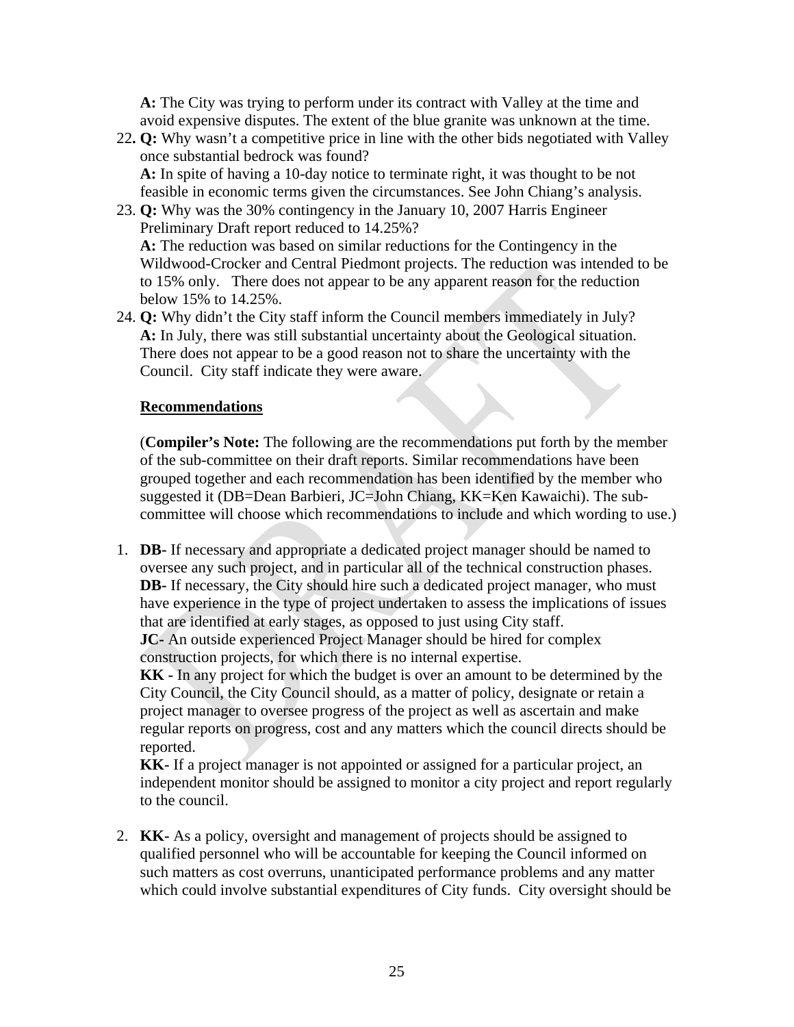**A:** The City was trying to perform under its contract with Valley at the time and avoid expensive disputes. The extent of the blue granite was unknown at the time.

22. **Q:** Why wasn't a competitive price in line with the other bids negotiated with Valley once substantial bedrock was found?
    **A:** In spite of having a 10-day notice to terminate right, it was thought to be not feasible in economic terms given the circumstances. See John Chiang's analysis.
23. **Q:** Why was the 30% contingency in the January 10, 2007 Harris Engineer Preliminary Draft report reduced to 14.25%?
    **A:** The reduction was based on similar reductions for the Contingency in the Wildwood-Crocker and Central Piedmont projects. The reduction was intended to be to 15% only. There does not appear to be any apparent reason for the reduction below 15% to 14.25%.
24. **Q:** Why didn't the City staff inform the Council members immediately in July?
    **A:** In July, there was still substantial uncertainty about the Geological situation. There does not appear to be a good reason not to share the uncertainty with the Council. City staff indicate they were aware.

**Recommendations**

(**Compiler's Note:** The following are the recommendations put forth by the member of the sub-committee on their draft reports. Similar recommendations have been grouped together and each recommendation has been identified by the member who suggested it (DB=Dean Barbieri, JC=John Chiang, KK=Ken Kawaichi). The sub-committee will choose which recommendations to include and which wording to use.)

1. **DB**- If necessary and appropriate a dedicated project manager should be named to oversee any such project, and in particular all of the technical construction phases.
   **DB**- If necessary, the City should hire such a dedicated project manager, who must have experience in the type of project undertaken to assess the implications of issues that are identified at early stages, as opposed to just using City staff.
   **JC-** An outside experienced Project Manager should be hired for complex construction projects, for which there is no internal expertise.
   **KK -** In any project for which the budget is over an amount to be determined by the City Council, the City Council should, as a matter of policy, designate or retain a project manager to oversee progress of the project as well as ascertain and make regular reports on progress, cost and any matters which the council directs should be reported.
   **KK-** If a project manager is not appointed or assigned for a particular project, an independent monitor should be assigned to monitor a city project and report regularly to the council.

2. **KK-** As a policy, oversight and management of projects should be assigned to qualified personnel who will be accountable for keeping the Council informed on such matters as cost overruns, unanticipated performance problems and any matter which could involve substantial expenditures of City funds. City oversight should be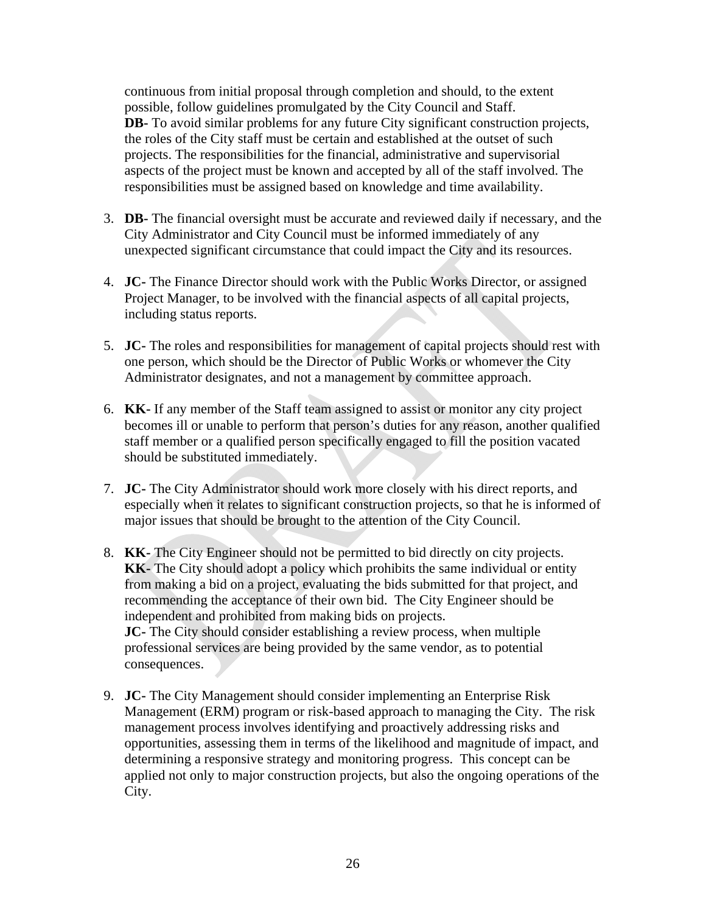continuous from initial proposal through completion and should, to the extent possible, follow guidelines promulgated by the City Council and Staff.
**DB-** To avoid similar problems for any future City significant construction projects, the roles of the City staff must be certain and established at the outset of such projects. The responsibilities for the financial, administrative and supervisorial aspects of the project must be known and accepted by all of the staff involved. The responsibilities must be assigned based on knowledge and time availability.

3. **DB-** The financial oversight must be accurate and reviewed daily if necessary, and the City Administrator and City Council must be informed immediately of any unexpected significant circumstance that could impact the City and its resources.

4. **JC-** The Finance Director should work with the Public Works Director, or assigned Project Manager, to be involved with the financial aspects of all capital projects, including status reports.

5. **JC-** The roles and responsibilities for management of capital projects should rest with one person, which should be the Director of Public Works or whomever the City Administrator designates, and not a management by committee approach.

6. **KK-** If any member of the Staff team assigned to assist or monitor any city project becomes ill or unable to perform that person's duties for any reason, another qualified staff member or a qualified person specifically engaged to fill the position vacated should be substituted immediately.

7. **JC-** The City Administrator should work more closely with his direct reports, and especially when it relates to significant construction projects, so that he is informed of major issues that should be brought to the attention of the City Council.

8. **KK-** The City Engineer should not be permitted to bid directly on city projects.
**KK-** The City should adopt a policy which prohibits the same individual or entity from making a bid on a project, evaluating the bids submitted for that project, and recommending the acceptance of their own bid. The City Engineer should be independent and prohibited from making bids on projects.
**JC-** The City should consider establishing a review process, when multiple professional services are being provided by the same vendor, as to potential consequences.

9. **JC-** The City Management should consider implementing an Enterprise Risk Management (ERM) program or risk-based approach to managing the City. The risk management process involves identifying and proactively addressing risks and opportunities, assessing them in terms of the likelihood and magnitude of impact, and determining a responsive strategy and monitoring progress. This concept can be applied not only to major construction projects, but also the ongoing operations of the City.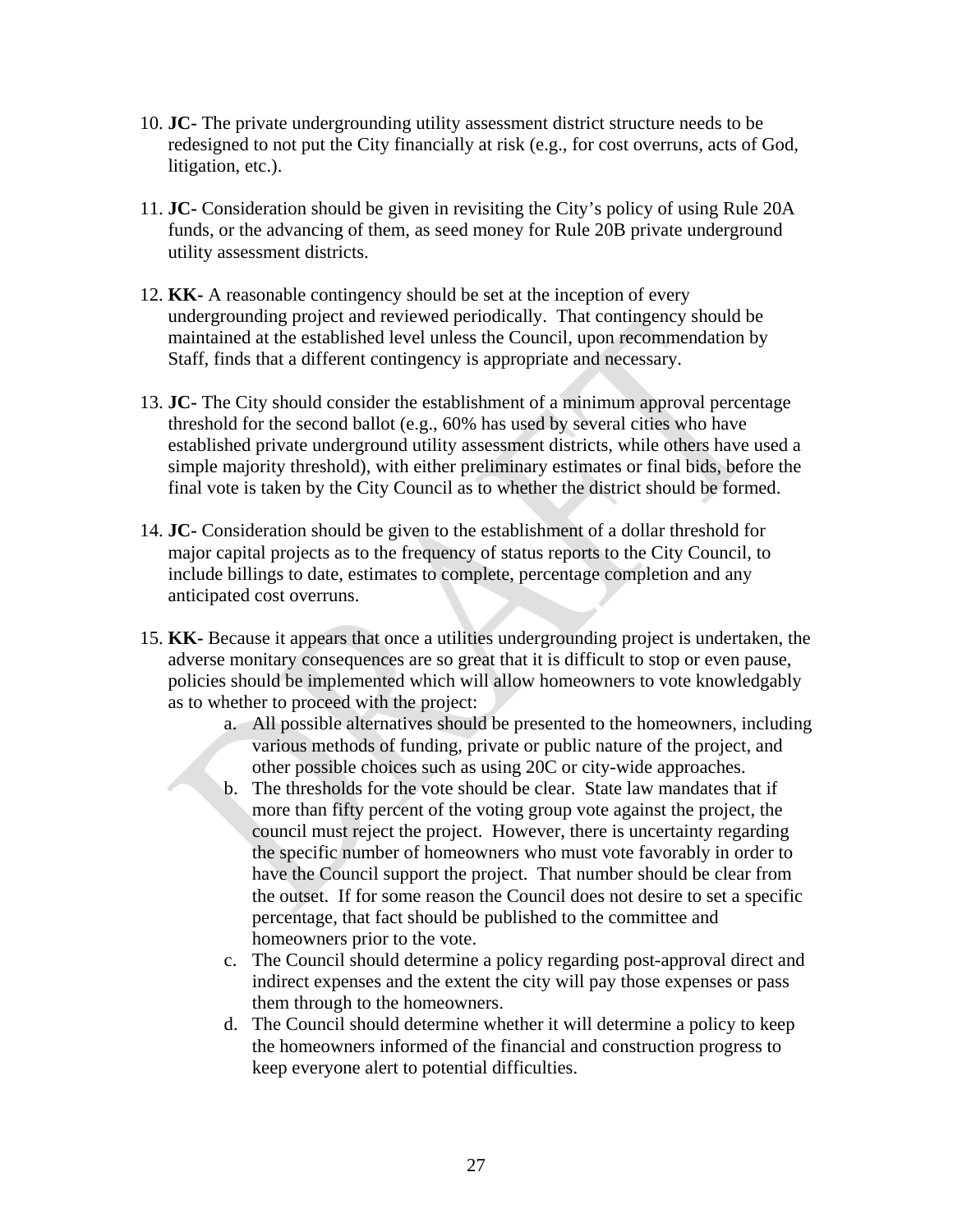10. **JC-** The private undergrounding utility assessment district structure needs to be redesigned to not put the City financially at risk (e.g., for cost overruns, acts of God, litigation, etc.).

11. **JC-** Consideration should be given in revisiting the City's policy of using Rule 20A funds, or the advancing of them, as seed money for Rule 20B private underground utility assessment districts.

12. **KK-** A reasonable contingency should be set at the inception of every undergrounding project and reviewed periodically. That contingency should be maintained at the established level unless the Council, upon recommendation by Staff, finds that a different contingency is appropriate and necessary.

13. **JC-** The City should consider the establishment of a minimum approval percentage threshold for the second ballot (e.g., 60% has used by several cities who have established private underground utility assessment districts, while others have used a simple majority threshold), with either preliminary estimates or final bids, before the final vote is taken by the City Council as to whether the district should be formed.

14. **JC-** Consideration should be given to the establishment of a dollar threshold for major capital projects as to the frequency of status reports to the City Council, to include billings to date, estimates to complete, percentage completion and any anticipated cost overruns.

15. **KK-** Because it appears that once a utilities undergrounding project is undertaken, the adverse monitary consequences are so great that it is difficult to stop or even pause, policies should be implemented which will allow homeowners to vote knowledgably as to whether to proceed with the project:
    a. All possible alternatives should be presented to the homeowners, including various methods of funding, private or public nature of the project, and other possible choices such as using 20C or city-wide approaches.
    b. The thresholds for the vote should be clear. State law mandates that if more than fifty percent of the voting group vote against the project, the council must reject the project. However, there is uncertainty regarding the specific number of homeowners who must vote favorably in order to have the Council support the project. That number should be clear from the outset. If for some reason the Council does not desire to set a specific percentage, that fact should be published to the committee and homeowners prior to the vote.
    c. The Council should determine a policy regarding post-approval direct and indirect expenses and the extent the city will pay those expenses or pass them through to the homeowners.
    d. The Council should determine whether it will determine a policy to keep the homeowners informed of the financial and construction progress to keep everyone alert to potential difficulties.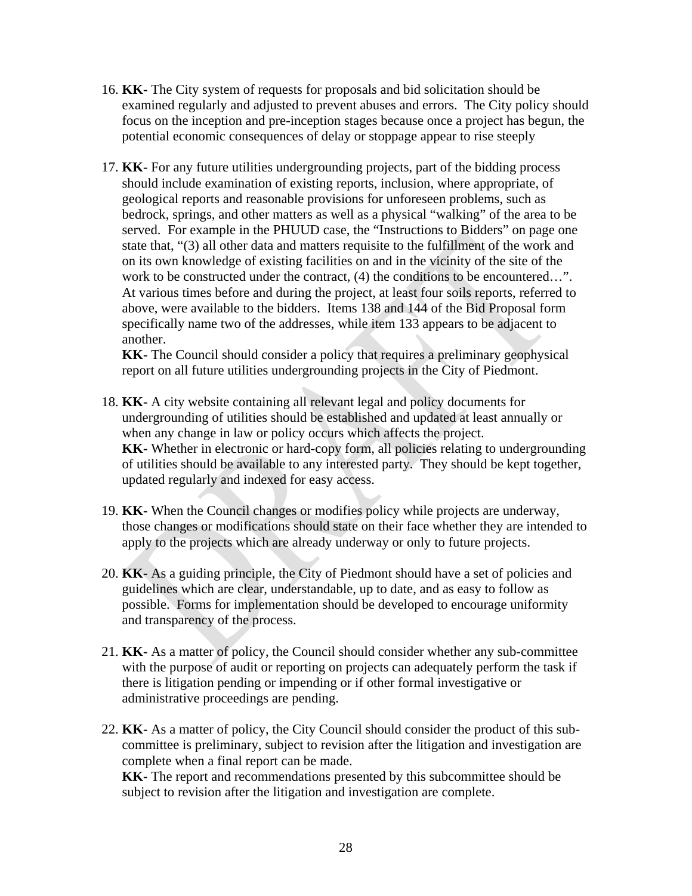16. **KK-** The City system of requests for proposals and bid solicitation should be examined regularly and adjusted to prevent abuses and errors. The City policy should focus on the inception and pre-inception stages because once a project has begun, the potential economic consequences of delay or stoppage appear to rise steeply

17. **KK-** For any future utilities undergrounding projects, part of the bidding process should include examination of existing reports, inclusion, where appropriate, of geological reports and reasonable provisions for unforeseen problems, such as bedrock, springs, and other matters as well as a physical "walking" of the area to be served. For example in the PHUUD case, the "Instructions to Bidders" on page one state that, "(3) all other data and matters requisite to the fulfillment of the work and on its own knowledge of existing facilities on and in the vicinity of the site of the work to be constructed under the contract, (4) the conditions to be encountered…". At various times before and during the project, at least four soils reports, referred to above, were available to the bidders. Items 138 and 144 of the Bid Proposal form specifically name two of the addresses, while item 133 appears to be adjacent to another.
    **KK-** The Council should consider a policy that requires a preliminary geophysical report on all future utilities undergrounding projects in the City of Piedmont.

18. **KK-** A city website containing all relevant legal and policy documents for undergrounding of utilities should be established and updated at least annually or when any change in law or policy occurs which affects the project.
    **KK-** Whether in electronic or hard-copy form, all policies relating to undergrounding of utilities should be available to any interested party. They should be kept together, updated regularly and indexed for easy access.

19. **KK-** When the Council changes or modifies policy while projects are underway, those changes or modifications should state on their face whether they are intended to apply to the projects which are already underway or only to future projects.

20. **KK-** As a guiding principle, the City of Piedmont should have a set of policies and guidelines which are clear, understandable, up to date, and as easy to follow as possible. Forms for implementation should be developed to encourage uniformity and transparency of the process.

21. **KK-** As a matter of policy, the Council should consider whether any sub-committee with the purpose of audit or reporting on projects can adequately perform the task if there is litigation pending or impending or if other formal investigative or administrative proceedings are pending.

22. **KK-** As a matter of policy, the City Council should consider the product of this sub-committee is preliminary, subject to revision after the litigation and investigation are complete when a final report can be made.
    **KK-** The report and recommendations presented by this subcommittee should be subject to revision after the litigation and investigation are complete.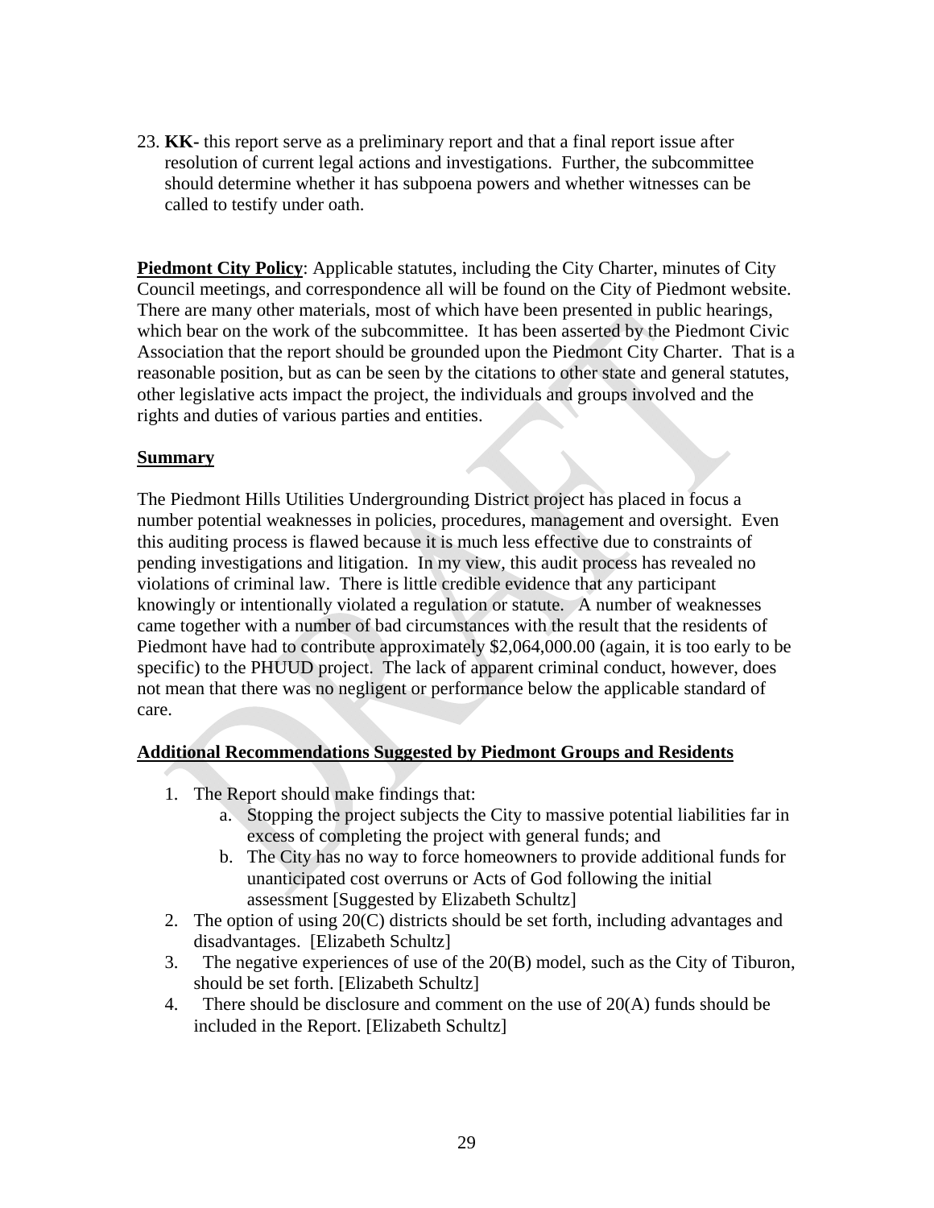23. **KK-** this report serve as a preliminary report and that a final report issue after resolution of current legal actions and investigations. Further, the subcommittee should determine whether it has subpoena powers and whether witnesses can be called to testify under oath.

**Piedmont City Policy**: Applicable statutes, including the City Charter, minutes of City Council meetings, and correspondence all will be found on the City of Piedmont website. There are many other materials, most of which have been presented in public hearings, which bear on the work of the subcommittee. It has been asserted by the Piedmont Civic Association that the report should be grounded upon the Piedmont City Charter. That is a reasonable position, but as can be seen by the citations to other state and general statutes, other legislative acts impact the project, the individuals and groups involved and the rights and duties of various parties and entities.

**Summary**

The Piedmont Hills Utilities Undergrounding District project has placed in focus a number potential weaknesses in policies, procedures, management and oversight. Even this auditing process is flawed because it is much less effective due to constraints of pending investigations and litigation. In my view, this audit process has revealed no violations of criminal law. There is little credible evidence that any participant knowingly or intentionally violated a regulation or statute. A number of weaknesses came together with a number of bad circumstances with the result that the residents of Piedmont have had to contribute approximately $2,064,000.00 (again, it is too early to be specific) to the PHUUD project. The lack of apparent criminal conduct, however, does not mean that there was no negligent or performance below the applicable standard of care.

**Additional Recommendations Suggested by Piedmont Groups and Residents**

1. The Report should make findings that:
   a. Stopping the project subjects the City to massive potential liabilities far in excess of completing the project with general funds; and
   b. The City has no way to force homeowners to provide additional funds for unanticipated cost overruns or Acts of God following the initial assessment [Suggested by Elizabeth Schultz]
2. The option of using 20(C) districts should be set forth, including advantages and disadvantages. [Elizabeth Schultz]
3. The negative experiences of use of the 20(B) model, such as the City of Tiburon, should be set forth. [Elizabeth Schultz]
4. There should be disclosure and comment on the use of 20(A) funds should be included in the Report. [Elizabeth Schultz]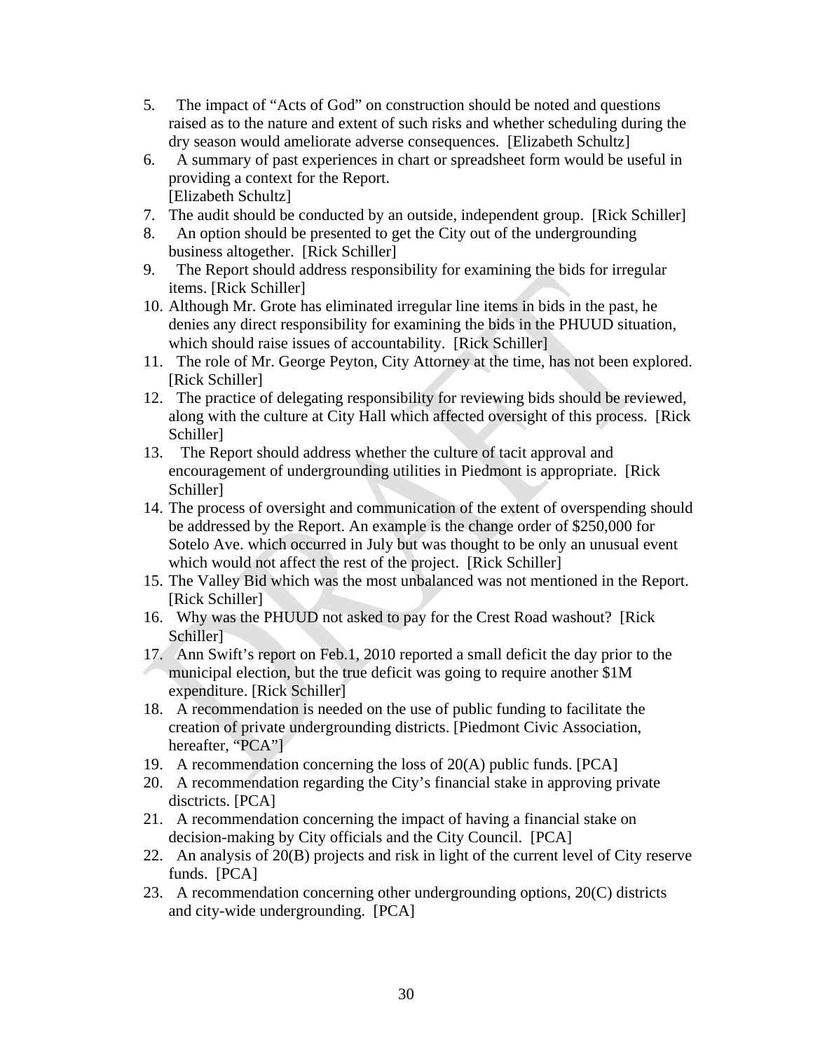5. The impact of "Acts of God" on construction should be noted and questions raised as to the nature and extent of such risks and whether scheduling during the dry season would ameliorate adverse consequences. [Elizabeth Schultz]
6. A summary of past experiences in chart or spreadsheet form would be useful in providing a context for the Report. [Elizabeth Schultz]
7. The audit should be conducted by an outside, independent group. [Rick Schiller]
8. An option should be presented to get the City out of the undergrounding business altogether. [Rick Schiller]
9. The Report should address responsibility for examining the bids for irregular items. [Rick Schiller]
10. Although Mr. Grote has eliminated irregular line items in bids in the past, he denies any direct responsibility for examining the bids in the PHUUD situation, which should raise issues of accountability. [Rick Schiller]
11. The role of Mr. George Peyton, City Attorney at the time, has not been explored. [Rick Schiller]
12. The practice of delegating responsibility for reviewing bids should be reviewed, along with the culture at City Hall which affected oversight of this process. [Rick Schiller]
13. The Report should address whether the culture of tacit approval and encouragement of undergrounding utilities in Piedmont is appropriate. [Rick Schiller]
14. The process of oversight and communication of the extent of overspending should be addressed by the Report. An example is the change order of $250,000 for Sotelo Ave. which occurred in July but was thought to be only an unusual event which would not affect the rest of the project. [Rick Schiller]
15. The Valley Bid which was the most unbalanced was not mentioned in the Report. [Rick Schiller]
16. Why was the PHUUD not asked to pay for the Crest Road washout? [Rick Schiller]
17. Ann Swift's report on Feb.1, 2010 reported a small deficit the day prior to the municipal election, but the true deficit was going to require another $1M expenditure. [Rick Schiller]
18. A recommendation is needed on the use of public funding to facilitate the creation of private undergrounding districts. [Piedmont Civic Association, hereafter, "PCA"]
19. A recommendation concerning the loss of 20(A) public funds. [PCA]
20. A recommendation regarding the City's financial stake in approving private disctricts. [PCA]
21. A recommendation concerning the impact of having a financial stake on decision-making by City officials and the City Council. [PCA]
22. An analysis of 20(B) projects and risk in light of the current level of City reserve funds. [PCA]
23. A recommendation concerning other undergrounding options, 20(C) districts and city-wide undergrounding. [PCA]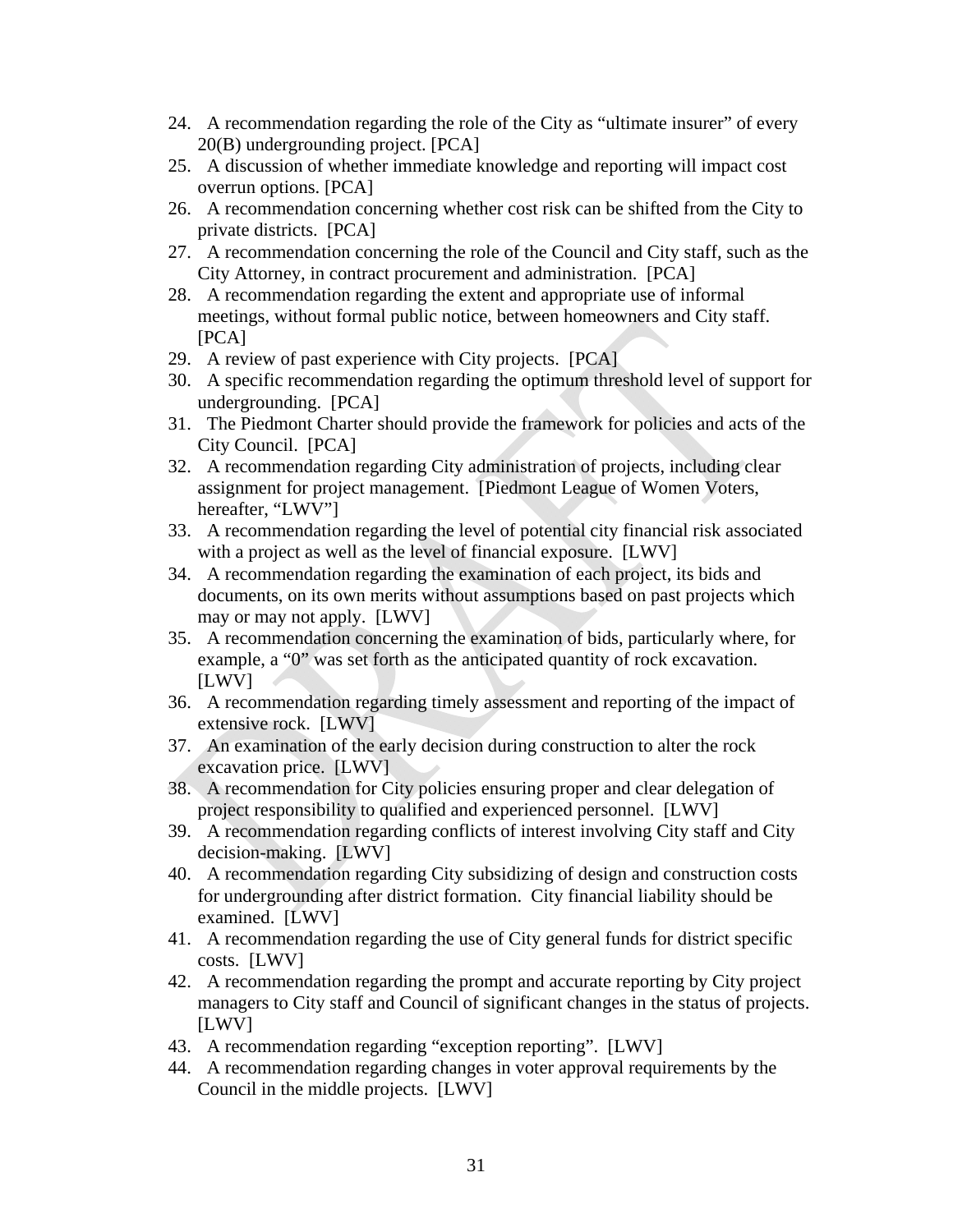24. A recommendation regarding the role of the City as “ultimate insurer” of every 20(B) undergrounding project. [PCA]
25. A discussion of whether immediate knowledge and reporting will impact cost overrun options. [PCA]
26. A recommendation concerning whether cost risk can be shifted from the City to private districts. [PCA]
27. A recommendation concerning the role of the Council and City staff, such as the City Attorney, in contract procurement and administration. [PCA]
28. A recommendation regarding the extent and appropriate use of informal meetings, without formal public notice, between homeowners and City staff. [PCA]
29. A review of past experience with City projects. [PCA]
30. A specific recommendation regarding the optimum threshold level of support for undergrounding. [PCA]
31. The Piedmont Charter should provide the framework for policies and acts of the City Council. [PCA]
32. A recommendation regarding City administration of projects, including clear assignment for project management. [Piedmont League of Women Voters, hereafter, “LWV”]
33. A recommendation regarding the level of potential city financial risk associated with a project as well as the level of financial exposure. [LWV]
34. A recommendation regarding the examination of each project, its bids and documents, on its own merits without assumptions based on past projects which may or may not apply. [LWV]
35. A recommendation concerning the examination of bids, particularly where, for example, a “0” was set forth as the anticipated quantity of rock excavation. [LWV]
36. A recommendation regarding timely assessment and reporting of the impact of extensive rock. [LWV]
37. An examination of the early decision during construction to alter the rock excavation price. [LWV]
38. A recommendation for City policies ensuring proper and clear delegation of project responsibility to qualified and experienced personnel. [LWV]
39. A recommendation regarding conflicts of interest involving City staff and City decision-making. [LWV]
40. A recommendation regarding City subsidizing of design and construction costs for undergrounding after district formation. City financial liability should be examined. [LWV]
41. A recommendation regarding the use of City general funds for district specific costs. [LWV]
42. A recommendation regarding the prompt and accurate reporting by City project managers to City staff and Council of significant changes in the status of projects. [LWV]
43. A recommendation regarding “exception reporting”. [LWV]
44. A recommendation regarding changes in voter approval requirements by the Council in the middle projects. [LWV]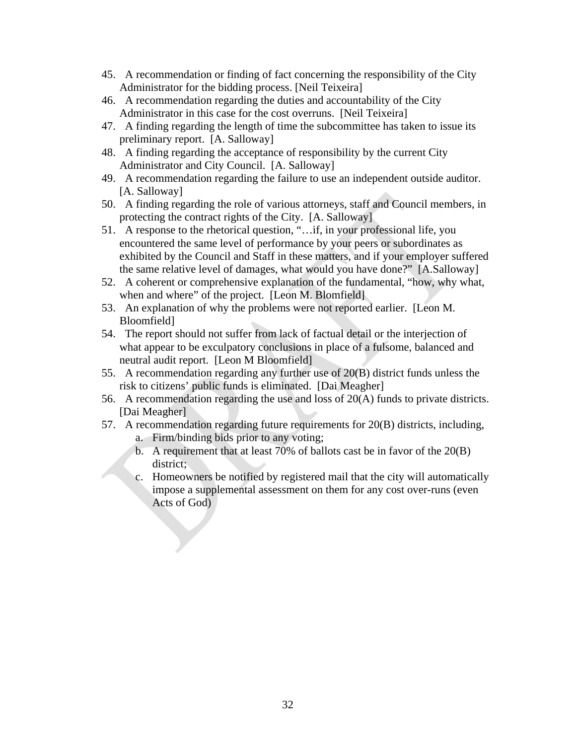45. A recommendation or finding of fact concerning the responsibility of the City Administrator for the bidding process. [Neil Teixeira]
46. A recommendation regarding the duties and accountability of the City Administrator in this case for the cost overruns. [Neil Teixeira]
47. A finding regarding the length of time the subcommittee has taken to issue its preliminary report. [A. Salloway]
48. A finding regarding the acceptance of responsibility by the current City Administrator and City Council. [A. Salloway]
49. A recommendation regarding the failure to use an independent outside auditor. [A. Salloway]
50. A finding regarding the role of various attorneys, staff and Council members, in protecting the contract rights of the City. [A. Salloway]
51. A response to the rhetorical question, "…if, in your professional life, you encountered the same level of performance by your peers or subordinates as exhibited by the Council and Staff in these matters, and if your employer suffered the same relative level of damages, what would you have done?" [A.Salloway]
52. A coherent or comprehensive explanation of the fundamental, "how, why what, when and where" of the project. [Leon M. Blomfield]
53. An explanation of why the problems were not reported earlier. [Leon M. Bloomfield]
54. The report should not suffer from lack of factual detail or the interjection of what appear to be exculpatory conclusions in place of a fulsome, balanced and neutral audit report. [Leon M Bloomfield]
55. A recommendation regarding any further use of 20(B) district funds unless the risk to citizens' public funds is eliminated. [Dai Meagher]
56. A recommendation regarding the use and loss of 20(A) funds to private districts. [Dai Meagher]
57. A recommendation regarding future requirements for 20(B) districts, including,
    a. Firm/binding bids prior to any voting;
    b. A requirement that at least 70% of ballots cast be in favor of the 20(B) district;
    c. Homeowners be notified by registered mail that the city will automatically impose a supplemental assessment on them for any cost over-runs (even Acts of God)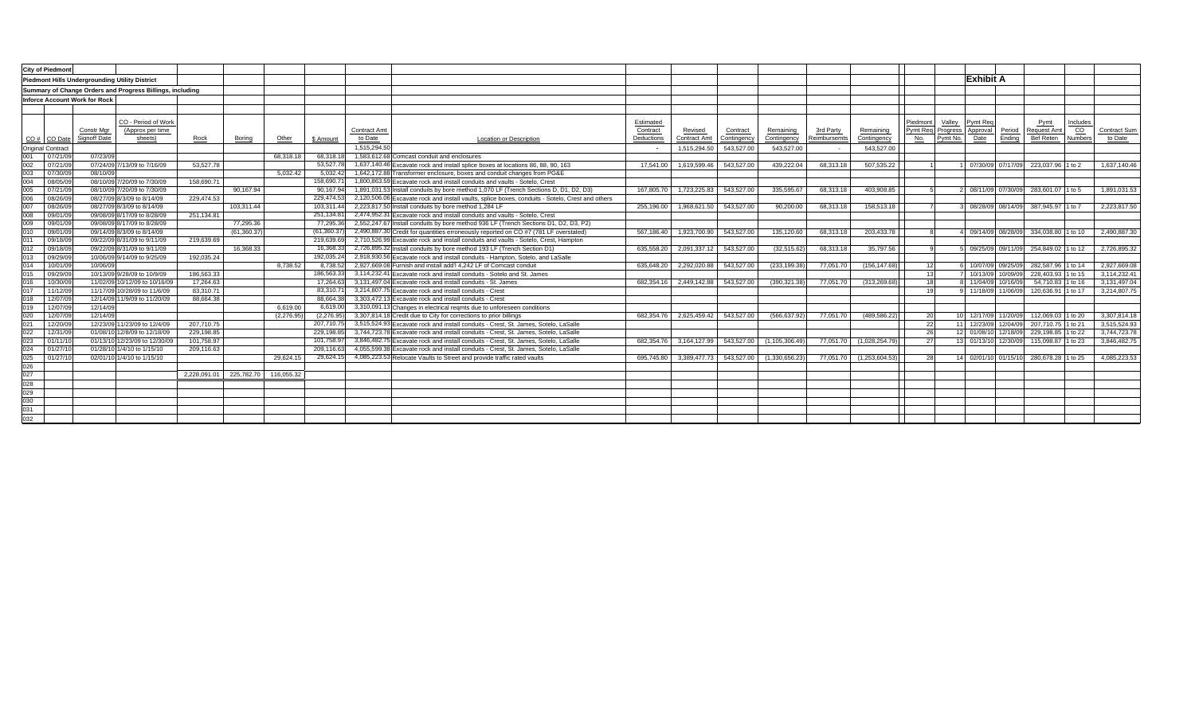**City of Piedmont**

**Piedmont Hills Undergrounding Utility District**

**Summary of Change Orders and Progress Billings, including**

**Inforce Account Work for Rock**

**Exhibit A**

| CO # | CO Date | Constr Mgr Signoff Date | CO - Period of Work (Approx per time sheets) | Rock | Boring | Other | $ Amount | Contract Amt to Date | Location or Description | Estimated Contract Deductions | Revised Contract Amt | Contract Contingency | Remaining Contingency | 3rd Party Reimbursemts | Remaining Contingency | Piedmont Pymt Req No. | Valley Progress Pymt No. | Pymt Req Approval Date | Period Ending | Pymt Request Amt Bef Reten | Includes CO Numbers | Contract Sum to Date |
|---|---|---|---|---|---|---|---|---|---|---|---|---|---|---|---|---|---|---|---|---|---|---|
| Original Contract | | | | | | | | 1,515,294.50 | | - | 1,515,294.50 | 543,527.00 | 543,527.00 | - | 543,527.00 | | | | | | | |
| 001 | 07/21/09 | 07/23/09 | | | | 68,318.18 | 68,318.18 | 1,583,612.68 | Comcast conduit and enclosures | | | | | | | | | | | | | |
| 002 | 07/21/09 | 07/24/09 | 7/13/09 to 7/16/09 | 53,527.78 | | | 53,527.78 | 1,637,140.46 | Excavate rock and install splice boxes at locations 86, 88, 90, 163 | 17,541.00 | 1,619,599.46 | 543,527.00 | 439,222.04 | 68,313.18 | 507,535.22 | 1 | 1 | 07/30/09 | 07/17/09 | 223,037.96 | 1 to 2 | 1,637,140.46 |
| 003 | 07/30/09 | 08/10/09 | | | | 5,032.42 | 5,032.42 | 1,642,172.88 | Transformer enclosure, boxes and conduit changes from PG&E | | | | | | | | | | | | | |
| 004 | 08/05/09 | 08/10/09 | 7/20/09 to 7/30/09 | 158,690.71 | | | 158,690.71 | 1,800,863.59 | Excavate rock and install conduits and vaults - Sotelo, Crest | | | | | | | | | | | | | |
| 005 | 07/21/09 | 08/10/09 | 7/20/09 to 7/30/09 | | 90,167.94 | | 90,167.94 | 1,891,031.53 | Install conduits by bore method 1,070 LF (Trench Sections D, D1, D2, D3) | 167,805.70 | 1,723,225.83 | 543,527.00 | 335,595.67 | 68,313.18 | 403,908.85 | 5 | 2 | 08/11/09 | 07/30/09 | 283,601.07 | 1 to 5 | 1,891,031.53 |
| 006 | 08/26/09 | 08/27/09 | 8/3/09 to 8/14/09 | 229,474.53 | | | 229,474.53 | 2,120,506.06 | Excavate rock and install vaults, splice boxes, conduits - Sotelo, Crest and others | | | | | | | | | | | | | |
| 007 | 08/26/09 | 08/27/09 | 8/3/09 to 8/14/09 | | 103,311.44 | | 103,311.44 | 2,223,817.50 | Install conduits by bore method 1,284 LF | 255,196.00 | 1,968,621.50 | 543,527.00 | 90,200.00 | 68,313.18 | 158,513.18 | 7 | 3 | 08/28/09 | 08/14/09 | 387,945.97 | 1 to 7 | 2,223,817.50 |
| 008 | 09/01/09 | 09/08/09 | 8/17/09 to 8/28/09 | 251,134.81 | | | 251,134.81 | 2,474,952.31 | Excavate rock and install conduits and vaults - Sotelo, Crest | | | | | | | | | | | | | |
| 009 | 09/01/09 | 09/08/09 | 8/17/09 to 8/28/09 | | 77,295.36 | | 77,295.36 | 2,552,247.67 | Install conduits by bore method 936 LF (Trench Sections D1, D2, D3, P2) | | | | | | | | | | | | | |
| 010 | 09/01/09 | 09/14/09 | 8/3/09 to 8/14/09 | | (61,360.37) | | (61,360.37) | 2,490,887.30 | Credit for quantities erroneously reported on CO #7 (781 LF overstated) | 567,186.40 | 1,923,700.90 | 543,527.00 | 135,120.60 | 68,313.18 | 203,433.78 | 8 | 4 | 09/14/09 | 08/28/09 | 334,038.80 | 1 to 10 | 2,490,887.30 |
| 011 | 09/18/09 | 09/22/09 | 8/31/09 to 9/11/09 | 219,639.69 | | | 219,639.69 | 2,710,526.99 | Excavate rock and install conduits and vaults - Sotelo, Crest, Hampton | | | | | | | | | | | | | |
| 012 | 09/18/09 | 09/22/09 | 8/31/09 to 9/11/09 | | 16,368.33 | | 16,368.33 | 2,726,895.32 | Install conduits by bore method 193 LF (Trench Section D1) | 635,558.20 | 2,091,337.12 | 543,527.00 | (32,515.62) | 68,313.18 | 35,797.56 | 9 | 5 | 09/25/09 | 09/11/09 | 254,849.02 | 1 to 12 | 2,726,895.32 |
| 013 | 09/29/09 | 10/06/09 | 9/14/09 to 9/25/09 | 192,035.24 | | | 192,035.24 | 2,918,930.56 | Excavate rock and install conduits - Hampton, Sotelo, and LaSalle | | | | | | | | | | | | | |
| 014 | 10/01/09 | 10/06/09 | | | | 8,738.52 | 8,738.52 | 2,927,669.08 | Furnish and install add'l 4,242 LF of Comcast conduit | 635,648.20 | 2,292,020.88 | 543,527.00 | (233,199.38) | 77,051.70 | (156,147.68) | 12 | 6 | 10/07/09 | 09/25/09 | 282,587.96 | 1 to 14 | 2,927,669.08 |
| 015 | 09/29/09 | 10/13/09 | 9/28/09 to 10/9/09 | 186,563.33 | | | 186,563.33 | 3,114,232.41 | Excavate rock and install conduits - Sotelo and St. James | | | | | | | 13 | 7 | 10/13/09 | 10/09/09 | 228,403.93 | 1 to 15 | 3,114,232.41 |
| 016 | 10/30/09 | 11/02/09 | 10/12/09 to 10/16/09 | 17,264.63 | | | 17,264.63 | 3,131,497.04 | Excavate rock and install conduits - St. James | 682,354.16 | 2,449,142.88 | 543,527.00 | (390,321.38) | 77,051.70 | (313,269.68) | 18 | 8 | 11/04/09 | 10/16/09 | 54,710.83 | 1 to 16 | 3,131,497.04 |
| 017 | 11/12/09 | 11/17/09 | 10/28/09 to 11/6/09 | 83,310.71 | | | 83,310.71 | 3,214,807.75 | Excavate rock and install conduits - Crest | | | | | | | 19 | 9 | 11/18/09 | 11/06/09 | 120,636.91 | 1 to 17 | 3,214,807.75 |
| 018 | 12/07/09 | 12/14/09 | 11/9/09 to 11/20/09 | 88,664.38 | | | 88,664.38 | 3,303,472.13 | Excavate rock and install conduits - Crest | | | | | | | | | | | | | |
| 019 | 12/07/09 | 12/14/09 | | | | 6,619.00 | 6,619.00 | 3,310,091.13 | Changes in electrical reqmts due to unforeseen conditions | | | | | | | | | | | | | |
| 020 | 12/07/09 | 12/14/09 | | | | (2,276.95) | (2,276.95) | 3,307,814.18 | Credit due to City for corrections to prior billings | 682,354.76 | 2,625,459.42 | 543,527.00 | (566,637.92) | 77,051.70 | (489,586.22) | 20 | 10 | 12/17/09 | 11/20/09 | 112,069.03 | 1 to 20 | 3,307,814.18 |
| 021 | 12/20/09 | 12/23/09 | 11/23/09 to 12/4/09 | 207,710.75 | | | 207,710.75 | 3,515,524.93 | Excavate rock and install conduits - Crest, St. James, Sotelo, LaSalle | | | | | | | 22 | 11 | 12/23/09 | 12/04/09 | 207,710.75 | 1 to 21 | 3,515,524.93 |
| 022 | 12/31/09 | 01/08/10 | 12/8/09 to 12/18/09 | 229,198.85 | | | 229,198.85 | 3,744,723.78 | Excavate rock and install conduits - Crest, St. James, Sotelo, LaSalle | | | | | | | 26 | 12 | 01/08/10 | 12/18/09 | 229,198.85 | 1 to 22 | 3,744,723.78 |
| 023 | 01/11/10 | 01/13/10 | 12/23/09 to 12/30/09 | 101,758.97 | | | 101,758.97 | 3,846,482.75 | Excavate rock and install conduits - Crest, St. James, Sotelo, LaSalle | 682,354.76 | 3,164,127.99 | 543,527.00 | (1,105,306.49) | 77,051.70 | (1,028,254.79) | 27 | 13 | 01/13/10 | 12/30/09 | 115,098.87 | 1 to 23 | 3,846,482.75 |
| 024 | 01/27/10 | 01/28/10 | 1/4/10 to 1/15/10 | 209,116.63 | | | 209,116.63 | 4,055,599.38 | Excavate rock and install conduits - Crest, St. James, Sotelo, LaSalle | | | | | | | | | | | | | |
| 025 | 01/27/10 | 02/01/10 | 1/4/10 to 1/15/10 | | | 29,624.15 | 29,624.15 | 4,085,223.53 | Relocate Vaults to Street and provide traffic rated vaults | 695,745.80 | 3,389,477.73 | 543,527.00 | (1,330,656.23) | 77,051.70 | (1,253,604.53) | 28 | 14 | 02/01/10 | 01/15/10 | 280,678.28 | 1 to 25 | 4,085,223.53 |
| 026 | | | | | | | | | | | | | | | | | | | | | | |
| 027 | | | | 2,228,091.01 | 225,782.70 | 116,055.32 | | | | | | | | | | | | | | | | |
| 028 | | | | | | | | | | | | | | | | | | | | | | |
| 029 | | | | | | | | | | | | | | | | | | | | | | |
| 030 | | | | | | | | | | | | | | | | | | | | | | |
| 031 | | | | | | | | | | | | | | | | | | | | | | |
| 032 | | | | | | | | | | | | | | | | | | | | | | |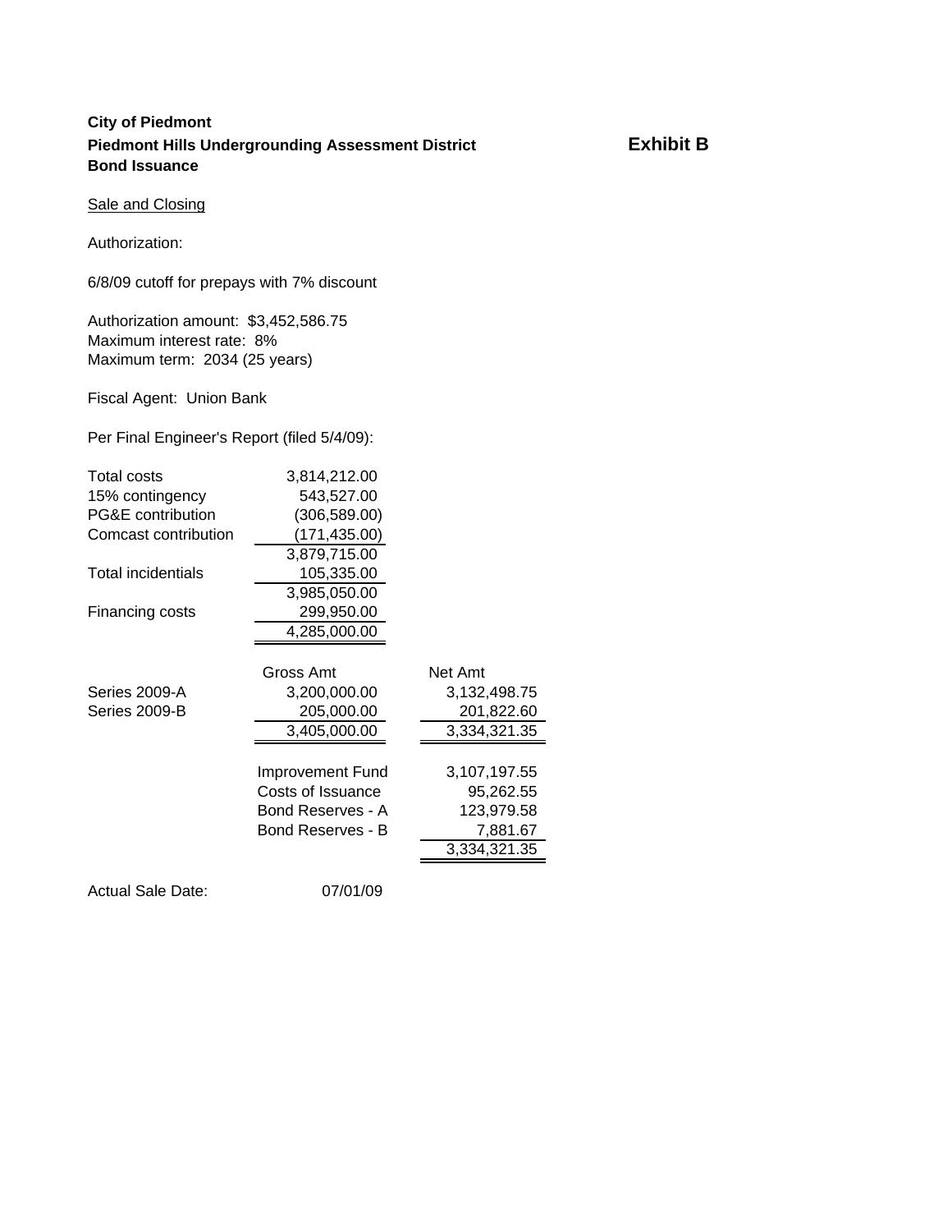**City of Piedmont**
**Piedmont Hills Undergrounding Assessment District** **Exhibit B**
**Bond Issuance**

<u>Sale and Closing</u>

Authorization:

6/8/09 cutoff for prepays with 7% discount

Authorization amount: $3,452,586.75
Maximum interest rate: 8%
Maximum term: 2034 (25 years)

Fiscal Agent: Union Bank

Per Final Engineer's Report (filed 5/4/09):

| | |
|---|---|
| Total costs | 3,814,212.00 |
| 15% contingency | 543,527.00 |
| PG&E contribution | (306,589.00) |
| Comcast contribution | (171,435.00) |
| | 3,879,715.00 |
| Total incidentials | 105,335.00 |
| | 3,985,050.00 |
| Financing costs | 299,950.00 |
| | 4,285,000.00 |

| | Gross Amt | Net Amt |
|---|---|---|
| Series 2009-A | 3,200,000.00 | 3,132,498.75 |
| Series 2009-B | 205,000.00 | 201,822.60 |
| | 3,405,000.00 | 3,334,321.35 |

| | |
|---|---|
| Improvement Fund | 3,107,197.55 |
| Costs of Issuance | 95,262.55 |
| Bond Reserves - A | 123,979.58 |
| Bond Reserves - B | 7,881.67 |
| | 3,334,321.35 |

Actual Sale Date: 07/01/09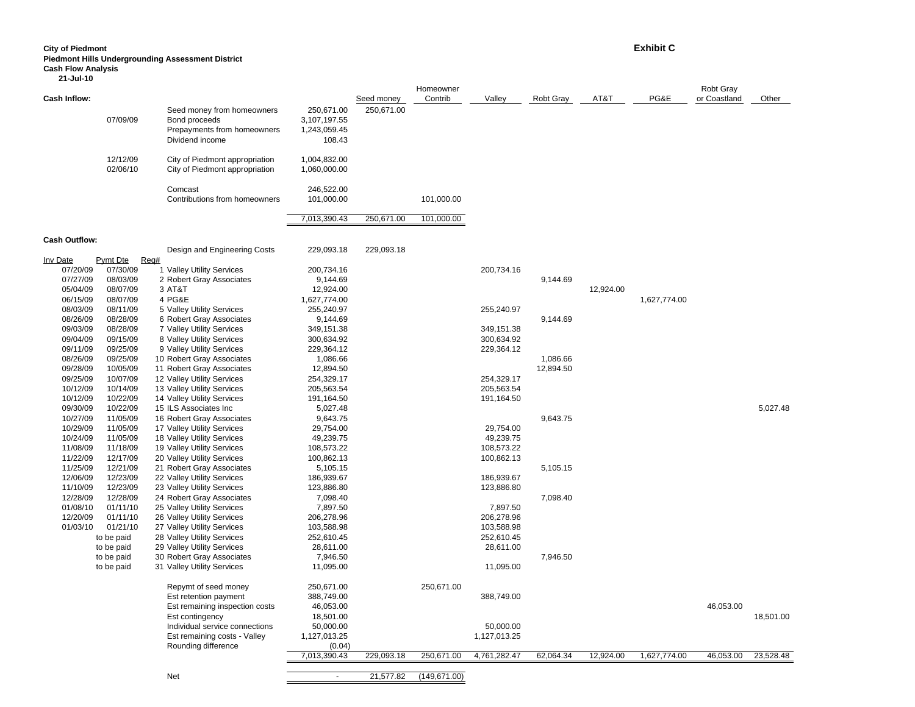**City of Piedmont**
**Piedmont Hills Undergrounding Assessment District**
**Cash Flow Analysis**
**21-Jul-10**

**Exhibit C**

| Cash Inflow: | | | | Seed money | Homeowner Contrib | Valley | Robt Gray | AT&T | PG&E | Robt Gray or Coastland | Other |
|---|---|---|---|---|---|---|---|---|---|---|---|
| | | Seed money from homeowners | 250,671.00 | 250,671.00 | | | | | | | |
| | 07/09/09 | Bond proceeds | 3,107,197.55 | | | | | | | | |
| | | Prepayments from homeowners | 1,243,059.45 | | | | | | | | |
| | | Dividend income | 108.43 | | | | | | | | |
| | 12/12/09 | City of Piedmont appropriation | 1,004,832.00 | | | | | | | | |
| | 02/06/10 | City of Piedmont appropriation | 1,060,000.00 | | | | | | | | |
| | | Comcast | 246,522.00 | | | | | | | | |
| | | Contributions from homeowners | 101,000.00 | | 101,000.00 | | | | | | |
| | | | 7,013,390.43 | 250,671.00 | 101,000.00 | | | | | | |

**Cash Outflow:**

| Inv Date | Pymt Dte | Req# | | Seed money | Homeowner Contrib | Valley | Robt Gray | AT&T | PG&E | Robt Gray or Coastland | Other |
|---|---|---|---|---|---|---|---|---|---|---|---|
| | | Design and Engineering Costs | 229,093.18 | 229,093.18 | | | | | | | |
| 07/20/09 | 07/30/09 | 1 Valley Utility Services | 200,734.16 | | | 200,734.16 | | | | | |
| 07/27/09 | 08/03/09 | 2 Robert Gray Associates | 9,144.69 | | | | 9,144.69 | | | | |
| 05/04/09 | 08/07/09 | 3 AT&T | 12,924.00 | | | | | 12,924.00 | | | |
| 06/15/09 | 08/07/09 | 4 PG&E | 1,627,774.00 | | | | | | 1,627,774.00 | | |
| 08/03/09 | 08/11/09 | 5 Valley Utility Services | 255,240.97 | | | 255,240.97 | | | | | |
| 08/26/09 | 08/28/09 | 6 Robert Gray Associates | 9,144.69 | | | | 9,144.69 | | | | |
| 09/03/09 | 08/28/09 | 7 Valley Utility Services | 349,151.38 | | | 349,151.38 | | | | | |
| 09/04/09 | 09/15/09 | 8 Valley Utility Services | 300,634.92 | | | 300,634.92 | | | | | |
| 09/11/09 | 09/25/09 | 9 Valley Utility Services | 229,364.12 | | | 229,364.12 | | | | | |
| 08/26/09 | 09/25/09 | 10 Robert Gray Associates | 1,086.66 | | | | 1,086.66 | | | | |
| 09/28/09 | 10/05/09 | 11 Robert Gray Associates | 12,894.50 | | | | 12,894.50 | | | | |
| 09/25/09 | 10/07/09 | 12 Valley Utility Services | 254,329.17 | | | 254,329.17 | | | | | |
| 10/12/09 | 10/14/09 | 13 Valley Utility Services | 205,563.54 | | | 205,563.54 | | | | | |
| 10/12/09 | 10/22/09 | 14 Valley Utility Services | 191,164.50 | | | 191,164.50 | | | | | |
| 09/30/09 | 10/22/09 | 15 ILS Associates Inc | 5,027.48 | | | | | | | | 5,027.48 |
| 10/27/09 | 11/05/09 | 16 Robert Gray Associates | 9,643.75 | | | | 9,643.75 | | | | |
| 10/29/09 | 11/05/09 | 17 Valley Utility Services | 29,754.00 | | | 29,754.00 | | | | | |
| 10/24/09 | 11/05/09 | 18 Valley Utility Services | 49,239.75 | | | 49,239.75 | | | | | |
| 11/08/09 | 11/18/09 | 19 Valley Utility Services | 108,573.22 | | | 108,573.22 | | | | | |
| 11/22/09 | 12/17/09 | 20 Valley Utility Services | 100,862.13 | | | 100,862.13 | | | | | |
| 11/25/09 | 12/21/09 | 21 Robert Gray Associates | 5,105.15 | | | | 5,105.15 | | | | |
| 12/06/09 | 12/23/09 | 22 Valley Utility Services | 186,939.67 | | | 186,939.67 | | | | | |
| 11/10/09 | 12/23/09 | 23 Valley Utility Services | 123,886.80 | | | 123,886.80 | | | | | |
| 12/28/09 | 12/28/09 | 24 Robert Gray Associates | 7,098.40 | | | | 7,098.40 | | | | |
| 01/08/10 | 01/11/10 | 25 Valley Utility Services | 7,897.50 | | | 7,897.50 | | | | | |
| 12/20/09 | 01/11/10 | 26 Valley Utility Services | 206,278.96 | | | 206,278.96 | | | | | |
| 01/03/10 | 01/21/10 | 27 Valley Utility Services | 103,588.98 | | | 103,588.98 | | | | | |
| | to be paid | 28 Valley Utility Services | 252,610.45 | | | 252,610.45 | | | | | |
| | to be paid | 29 Valley Utility Services | 28,611.00 | | | 28,611.00 | | | | | |
| | to be paid | 30 Robert Gray Associates | 7,946.50 | | | | 7,946.50 | | | | |
| | to be paid | 31 Valley Utility Services | 11,095.00 | | | 11,095.00 | | | | | |
| | | Repymt of seed money | 250,671.00 | | 250,671.00 | | | | | | |
| | | Est retention payment | 388,749.00 | | | 388,749.00 | | | | | |
| | | Est remaining inspection costs | 46,053.00 | | | | | | | 46,053.00 | |
| | | Est contingency | 18,501.00 | | | | | | | | 18,501.00 |
| | | Individual service connections | 50,000.00 | | | 50,000.00 | | | | | |
| | | Est remaining costs - Valley | 1,127,013.25 | | | 1,127,013.25 | | | | | |
| | | Rounding difference | (0.04) | | | | | | | | |
| | | | 7,013,390.43 | 229,093.18 | 250,671.00 | 4,761,282.47 | 62,064.34 | 12,924.00 | 1,627,774.00 | 46,053.00 | 23,528.48 |
| | | Net | - | 21,577.82 | (149,671.00) | | | | | | |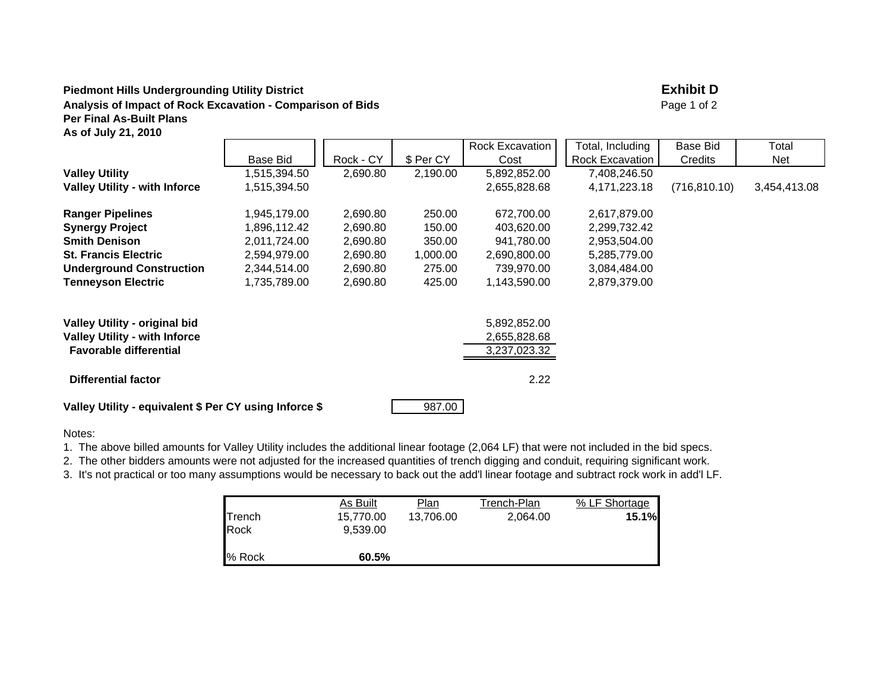**Piedmont Hills Undergrounding Utility District**
**Analysis of Impact of Rock Excavation - Comparison of Bids**
**Per Final As-Built Plans**
**As of July 21, 2010**

**Exhibit D**

| | Base Bid | Rock - CY | $ Per CY | Rock Excavation Cost | Total, Including Rock Excavation | Base Bid Credits | Total Net |
|---|---|---|---|---|---|---|---|
| **Valley Utility** | 1,515,394.50 | 2,690.80 | 2,190.00 | 5,892,852.00 | 7,408,246.50 | | |
| **Valley Utility - with Inforce** | 1,515,394.50 | | | 2,655,828.68 | 4,171,223.18 | (716,810.10) | 3,454,413.08 |
| **Ranger Pipelines** | 1,945,179.00 | 2,690.80 | 250.00 | 672,700.00 | 2,617,879.00 | | |
| **Synergy Project** | 1,896,112.42 | 2,690.80 | 150.00 | 403,620.00 | 2,299,732.42 | | |
| **Smith Denison** | 2,011,724.00 | 2,690.80 | 350.00 | 941,780.00 | 2,953,504.00 | | |
| **St. Francis Electric** | 2,594,979.00 | 2,690.80 | 1,000.00 | 2,690,800.00 | 5,285,779.00 | | |
| **Underground Construction** | 2,344,514.00 | 2,690.80 | 275.00 | 739,970.00 | 3,084,484.00 | | |
| **Tenneyson Electric** | 1,735,789.00 | 2,690.80 | 425.00 | 1,143,590.00 | 2,879,379.00 | | |

| | |
|---|---|
| **Valley Utility - original bid** | 5,892,852.00 |
| **Valley Utility - with Inforce** | 2,655,828.68 |
| **Favorable differential** | 3,237,023.32 |
| **Differential factor** | 2.22 |
| **Valley Utility - equivalent $ Per CY using Inforce $** | 987.00 |

Notes:

1. The above billed amounts for Valley Utility includes the additional linear footage (2,064 LF) that were not included in the bid specs.
2. The other bidders amounts were not adjusted for the increased quantities of trench digging and conduit, requiring significant work.
3. It's not practical or too many assumptions would be necessary to back out the add'l linear footage and subtract rock work in add'l LF.

| | As Built | Plan | Trench-Plan | % LF Shortage |
|---|---|---|---|---|
| Trench | 15,770.00 | 13,706.00 | 2,064.00 | **15.1%** |
| Rock | 9,539.00 | | | |
| % Rock | **60.5%** | | | |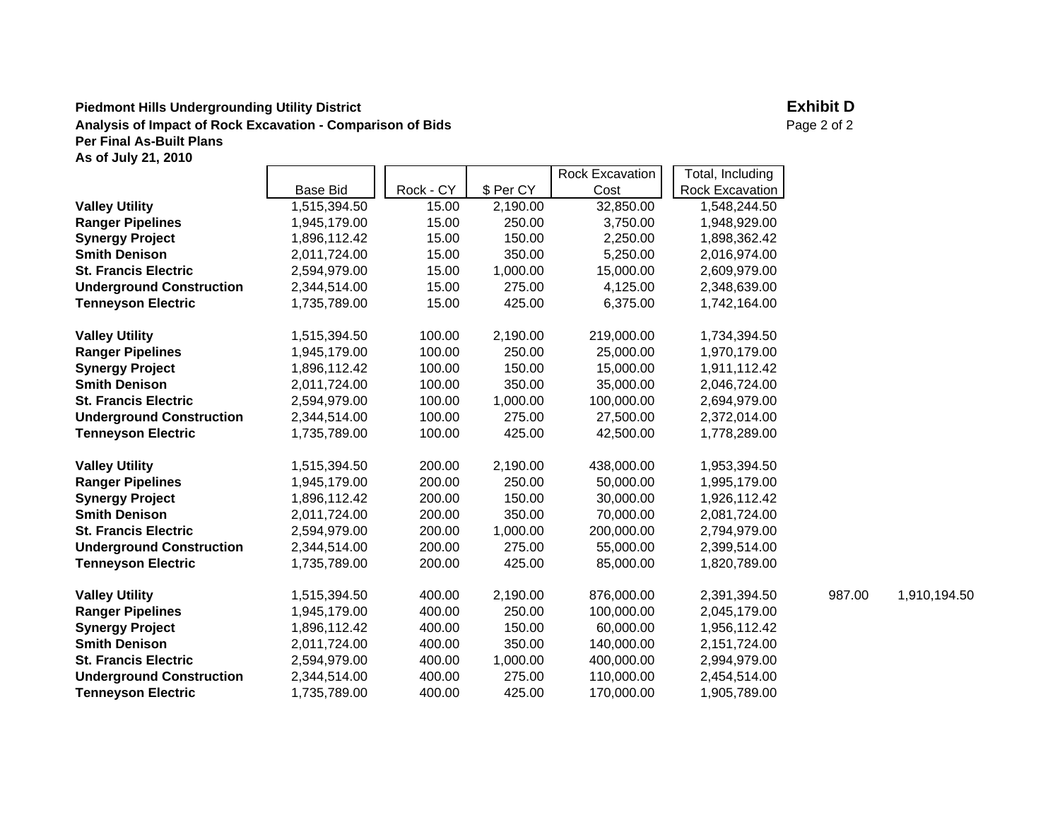**Piedmont Hills Undergrounding Utility District**
**Analysis of Impact of Rock Excavation - Comparison of Bids**
**Per Final As-Built Plans**
**As of July 21, 2010**

**Exhibit D**

| | Base Bid | Rock - CY | $ Per CY | Rock Excavation Cost | Total, Including Rock Excavation | | |
|---|---|---|---|---|---|---|---|
| **Valley Utility** | 1,515,394.50 | 15.00 | 2,190.00 | 32,850.00 | 1,548,244.50 | | |
| **Ranger Pipelines** | 1,945,179.00 | 15.00 | 250.00 | 3,750.00 | 1,948,929.00 | | |
| **Synergy Project** | 1,896,112.42 | 15.00 | 150.00 | 2,250.00 | 1,898,362.42 | | |
| **Smith Denison** | 2,011,724.00 | 15.00 | 350.00 | 5,250.00 | 2,016,974.00 | | |
| **St. Francis Electric** | 2,594,979.00 | 15.00 | 1,000.00 | 15,000.00 | 2,609,979.00 | | |
| **Underground Construction** | 2,344,514.00 | 15.00 | 275.00 | 4,125.00 | 2,348,639.00 | | |
| **Tenneyson Electric** | 1,735,789.00 | 15.00 | 425.00 | 6,375.00 | 1,742,164.00 | | |
| | | | | | | | |
| **Valley Utility** | 1,515,394.50 | 100.00 | 2,190.00 | 219,000.00 | 1,734,394.50 | | |
| **Ranger Pipelines** | 1,945,179.00 | 100.00 | 250.00 | 25,000.00 | 1,970,179.00 | | |
| **Synergy Project** | 1,896,112.42 | 100.00 | 150.00 | 15,000.00 | 1,911,112.42 | | |
| **Smith Denison** | 2,011,724.00 | 100.00 | 350.00 | 35,000.00 | 2,046,724.00 | | |
| **St. Francis Electric** | 2,594,979.00 | 100.00 | 1,000.00 | 100,000.00 | 2,694,979.00 | | |
| **Underground Construction** | 2,344,514.00 | 100.00 | 275.00 | 27,500.00 | 2,372,014.00 | | |
| **Tenneyson Electric** | 1,735,789.00 | 100.00 | 425.00 | 42,500.00 | 1,778,289.00 | | |
| | | | | | | | |
| **Valley Utility** | 1,515,394.50 | 200.00 | 2,190.00 | 438,000.00 | 1,953,394.50 | | |
| **Ranger Pipelines** | 1,945,179.00 | 200.00 | 250.00 | 50,000.00 | 1,995,179.00 | | |
| **Synergy Project** | 1,896,112.42 | 200.00 | 150.00 | 30,000.00 | 1,926,112.42 | | |
| **Smith Denison** | 2,011,724.00 | 200.00 | 350.00 | 70,000.00 | 2,081,724.00 | | |
| **St. Francis Electric** | 2,594,979.00 | 200.00 | 1,000.00 | 200,000.00 | 2,794,979.00 | | |
| **Underground Construction** | 2,344,514.00 | 200.00 | 275.00 | 55,000.00 | 2,399,514.00 | | |
| **Tenneyson Electric** | 1,735,789.00 | 200.00 | 425.00 | 85,000.00 | 1,820,789.00 | | |
| | | | | | | | |
| **Valley Utility** | 1,515,394.50 | 400.00 | 2,190.00 | 876,000.00 | 2,391,394.50 | 987.00 | 1,910,194.50 |
| **Ranger Pipelines** | 1,945,179.00 | 400.00 | 250.00 | 100,000.00 | 2,045,179.00 | | |
| **Synergy Project** | 1,896,112.42 | 400.00 | 150.00 | 60,000.00 | 1,956,112.42 | | |
| **Smith Denison** | 2,011,724.00 | 400.00 | 350.00 | 140,000.00 | 2,151,724.00 | | |
| **St. Francis Electric** | 2,594,979.00 | 400.00 | 1,000.00 | 400,000.00 | 2,994,979.00 | | |
| **Underground Construction** | 2,344,514.00 | 400.00 | 275.00 | 110,000.00 | 2,454,514.00 | | |
| **Tenneyson Electric** | 1,735,789.00 | 400.00 | 425.00 | 170,000.00 | 1,905,789.00 | | |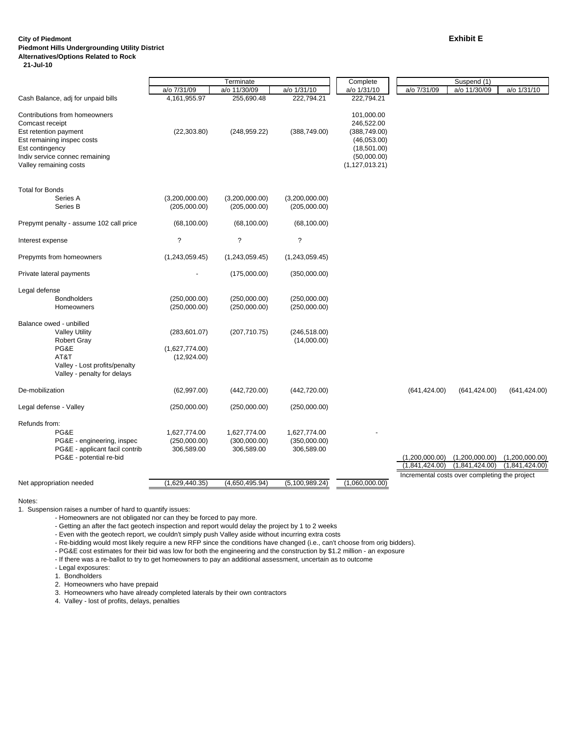**City of Piedmont** **Exhibit E**
**Piedmont Hills Undergrounding Utility District**
**Alternatives/Options Related to Rock**
**21-Jul-10**

| | Terminate | | | Complete | Suspend (1) | | |
|---|---|---|---|---|---|---|---|
| | a/o 7/31/09 | a/o 11/30/09 | a/o 1/31/10 | a/o 1/31/10 | a/o 7/31/09 | a/o 11/30/09 | a/o 1/31/10 |
| Cash Balance, adj for unpaid bills | 4,161,955.97 | 255,690.48 | 222,794.21 | 222,794.21 | | | |
| Contributions from homeowners | | | | 101,000.00 | | | |
| Comcast receipt | | | | 246,522.00 | | | |
| Est retention payment | (22,303.80) | (248,959.22) | (388,749.00) | (388,749.00) | | | |
| Est remaining inspec costs | | | | (46,053.00) | | | |
| Est contingency | | | | (18,501.00) | | | |
| Indiv service connec remaining | | | | (50,000.00) | | | |
| Valley remaining costs | | | | (1,127,013.21) | | | |
| Total for Bonds | | | | | | | |
| Series A | (3,200,000.00) | (3,200,000.00) | (3,200,000.00) | | | | |
| Series B | (205,000.00) | (205,000.00) | (205,000.00) | | | | |
| Prepymt penalty - assume 102 call price | (68,100.00) | (68,100.00) | (68,100.00) | | | | |
| Interest expense | ? | ? | ? | | | | |
| Prepymts from homeowners | (1,243,059.45) | (1,243,059.45) | (1,243,059.45) | | | | |
| Private lateral payments | - | (175,000.00) | (350,000.00) | | | | |
| Legal defense | | | | | | | |
| Bondholders | (250,000.00) | (250,000.00) | (250,000.00) | | | | |
| Homeowners | (250,000.00) | (250,000.00) | (250,000.00) | | | | |
| Balance owed - unbilled | | | | | | | |
| Valley Utility | (283,601.07) | (207,710.75) | (246,518.00) | | | | |
| Robert Gray | | | (14,000.00) | | | | |
| PG&E | (1,627,774.00) | | | | | | |
| AT&T | (12,924.00) | | | | | | |
| Valley - Lost profits/penalty | | | | | | | |
| Valley - penalty for delays | | | | | | | |
| De-mobilization | (62,997.00) | (442,720.00) | (442,720.00) | | (641,424.00) | (641,424.00) | (641,424.00) |
| Legal defense - Valley | (250,000.00) | (250,000.00) | (250,000.00) | | | | |
| Refunds from: | | | | | | | |
| PG&E | 1,627,774.00 | 1,627,774.00 | 1,627,774.00 | - | | | |
| PG&E - engineering, inspec | (250,000.00) | (300,000.00) | (350,000.00) | | | | |
| PG&E - applicant facil contrib | 306,589.00 | 306,589.00 | 306,589.00 | | | | |
| PG&E - potential re-bid | | | | | (1,200,000.00) | (1,200,000.00) | (1,200,000.00) |
| | | | | | (1,841,424.00) | (1,841,424.00) | (1,841,424.00) |
| | | | | | Incremental costs over completing the project | | |
| Net appropriation needed | (1,629,440.35) | (4,650,495.94) | (5,100,989.24) | (1,060,000.00) | | | |

Notes:

1. Suspension raises a number of hard to quantify issues:
   - Homeowners are not obligated nor can they be forced to pay more.
   - Getting an after the fact geotech inspection and report would delay the project by 1 to 2 weeks
   - Even with the geotech report, we couldn't simply push Valley aside without incurring extra costs
   - Re-bidding would most likely require a new RFP since the conditions have changed (i.e., can't choose from orig bidders).
   - PG&E cost estimates for their bid was low for both the engineering and the construction by $1.2 million - an exposure
   - If there was a re-ballot to try to get homeowners to pay an additional assessment, uncertain as to outcome
   - Legal exposures:
     1. Bondholders
     2. Homeowners who have prepaid
     3. Homeowners who have already completed laterals by their own contractors
     4. Valley - lost of profits, delays, penalties